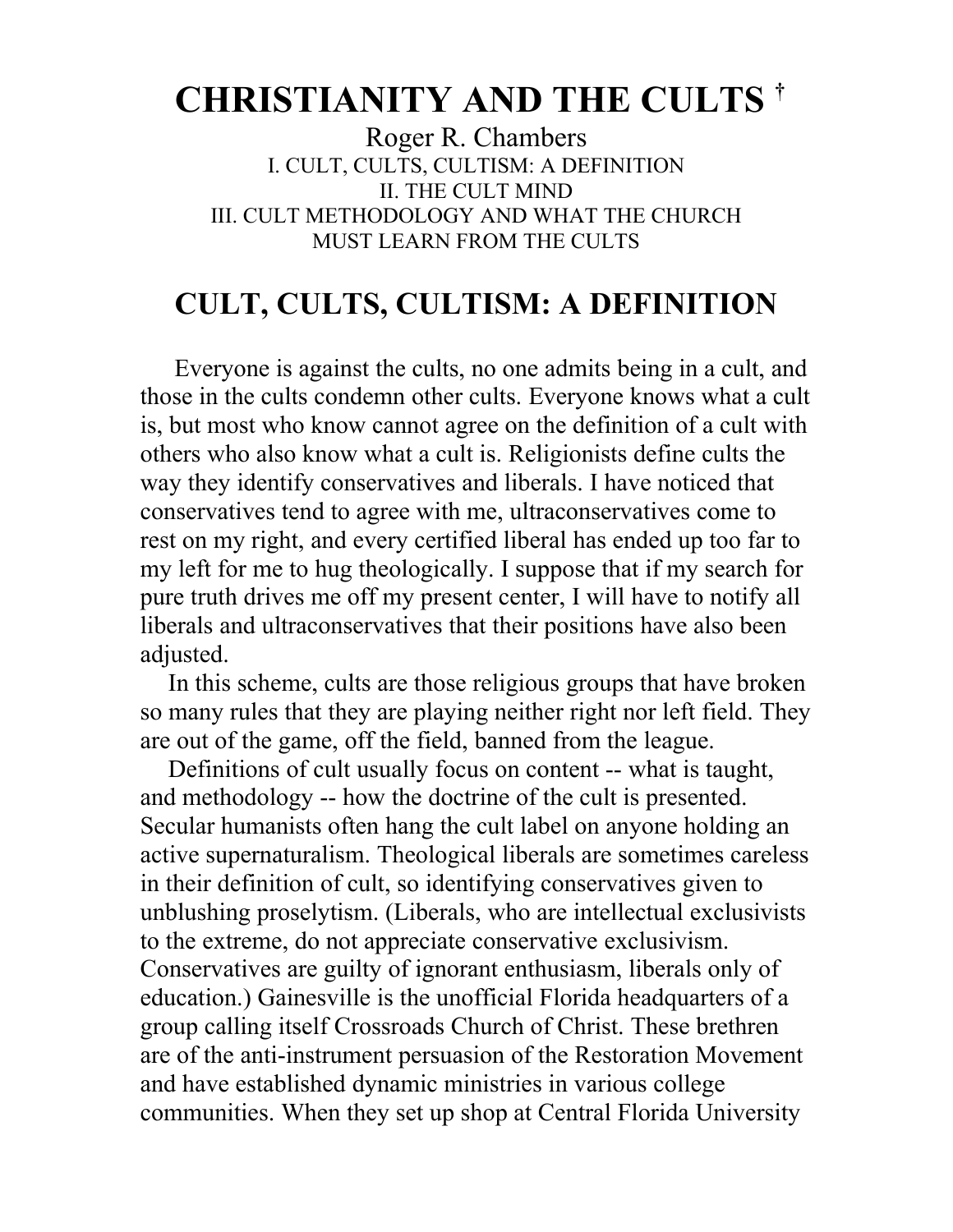# CHRISTIANITY AND THE CULTS †

Roger R. Chambers

I. CULT, CULTS, CULTISM: A DEFINITION
II. THE CULT MIND
III. CULT METHODOLOGY AND WHAT THE CHURCH MUST LEARN FROM THE CULTS

## CULT, CULTS, CULTISM: A DEFINITION

Everyone is against the cults, no one admits being in a cult, and those in the cults condemn other cults. Everyone knows what a cult is, but most who know cannot agree on the definition of a cult with others who also know what a cult is. Religionists define cults the way they identify conservatives and liberals. I have noticed that conservatives tend to agree with me, ultraconservatives come to rest on my right, and every certified liberal has ended up too far to my left for me to hug theologically. I suppose that if my search for pure truth drives me off my present center, I will have to notify all liberals and ultraconservatives that their positions have also been adjusted.

In this scheme, cults are those religious groups that have broken so many rules that they are playing neither right nor left field. They are out of the game, off the field, banned from the league.

Definitions of cult usually focus on content -- what is taught, and methodology -- how the doctrine of the cult is presented. Secular humanists often hang the cult label on anyone holding an active supernaturalism. Theological liberals are sometimes careless in their definition of cult, so identifying conservatives given to unblushing proselytism. (Liberals, who are intellectual exclusivists to the extreme, do not appreciate conservative exclusivism. Conservatives are guilty of ignorant enthusiasm, liberals only of education.) Gainesville is the unofficial Florida headquarters of a group calling itself Crossroads Church of Christ. These brethren are of the anti-instrument persuasion of the Restoration Movement and have established dynamic ministries in various college communities. When they set up shop at Central Florida University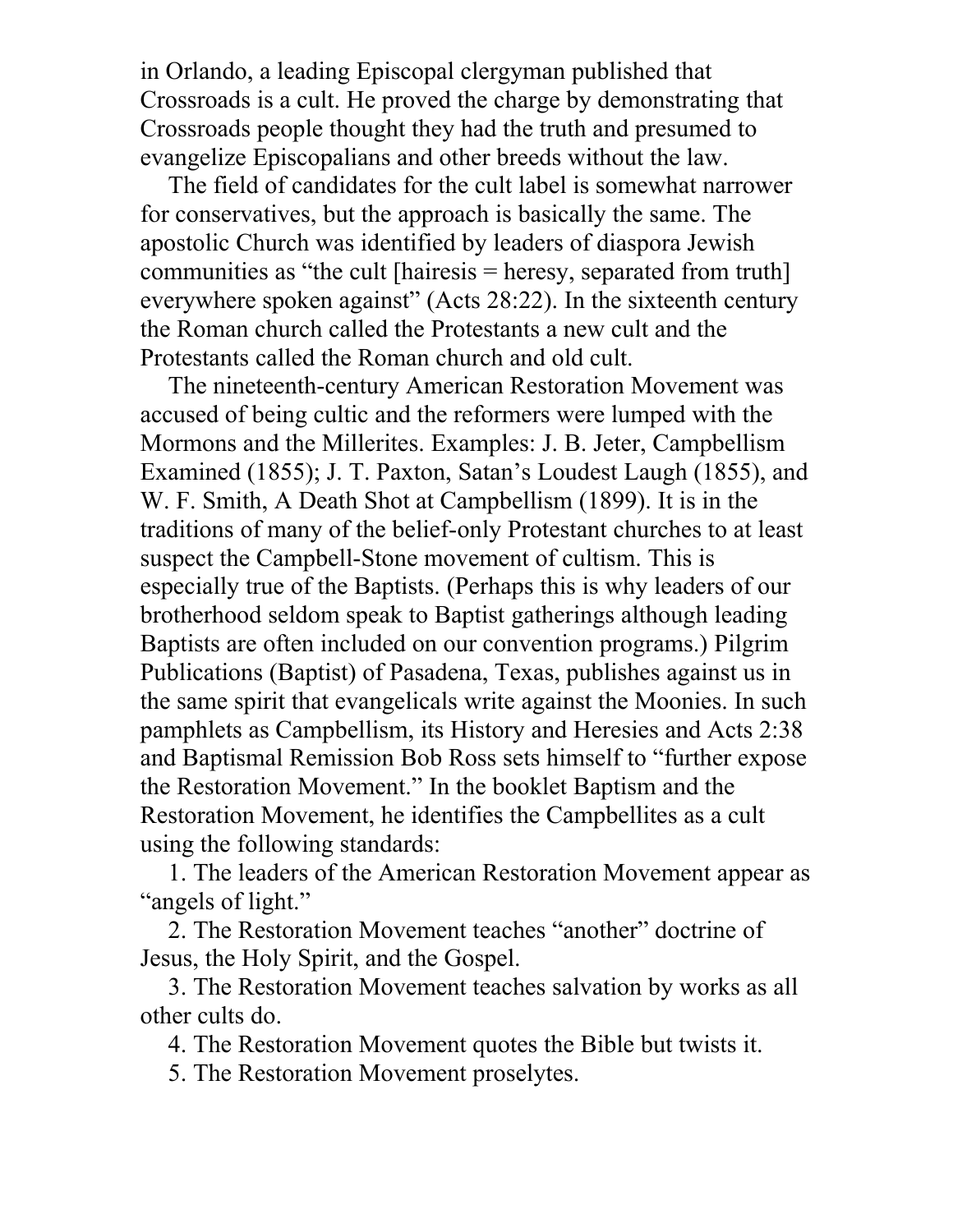in Orlando, a leading Episcopal clergyman published that Crossroads is a cult. He proved the charge by demonstrating that Crossroads people thought they had the truth and presumed to evangelize Episcopalians and other breeds without the law.

The field of candidates for the cult label is somewhat narrower for conservatives, but the approach is basically the same. The apostolic Church was identified by leaders of diaspora Jewish communities as "the cult [hairesis = heresy, separated from truth] everywhere spoken against" (Acts 28:22). In the sixteenth century the Roman church called the Protestants a new cult and the Protestants called the Roman church and old cult.

The nineteenth-century American Restoration Movement was accused of being cultic and the reformers were lumped with the Mormons and the Millerites. Examples: J. B. Jeter, Campbellism Examined (1855); J. T. Paxton, Satan's Loudest Laugh (1855), and W. F. Smith, A Death Shot at Campbellism (1899). It is in the traditions of many of the belief-only Protestant churches to at least suspect the Campbell-Stone movement of cultism. This is especially true of the Baptists. (Perhaps this is why leaders of our brotherhood seldom speak to Baptist gatherings although leading Baptists are often included on our convention programs.) Pilgrim Publications (Baptist) of Pasadena, Texas, publishes against us in the same spirit that evangelicals write against the Moonies. In such pamphlets as Campbellism, its History and Heresies and Acts 2:38 and Baptismal Remission Bob Ross sets himself to "further expose the Restoration Movement." In the booklet Baptism and the Restoration Movement, he identifies the Campbellites as a cult using the following standards:

1. The leaders of the American Restoration Movement appear as "angels of light."
2. The Restoration Movement teaches "another" doctrine of Jesus, the Holy Spirit, and the Gospel.
3. The Restoration Movement teaches salvation by works as all other cults do.
4. The Restoration Movement quotes the Bible but twists it.
5. The Restoration Movement proselytes.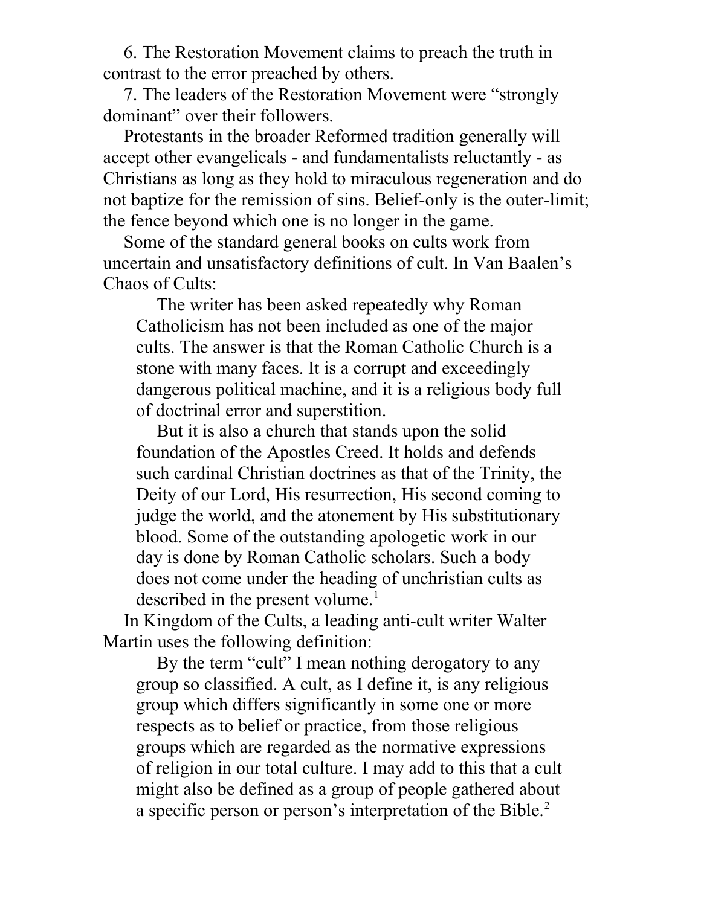6. The Restoration Movement claims to preach the truth in contrast to the error preached by others.

7. The leaders of the Restoration Movement were "strongly dominant" over their followers.

Protestants in the broader Reformed tradition generally will accept other evangelicals - and fundamentalists reluctantly - as Christians as long as they hold to miraculous regeneration and do not baptize for the remission of sins. Belief-only is the outer-limit; the fence beyond which one is no longer in the game.

Some of the standard general books on cults work from uncertain and unsatisfactory definitions of cult. In Van Baalen's Chaos of Cults:

> The writer has been asked repeatedly why Roman Catholicism has not been included as one of the major cults. The answer is that the Roman Catholic Church is a stone with many faces. It is a corrupt and exceedingly dangerous political machine, and it is a religious body full of doctrinal error and superstition.
>
> But it is also a church that stands upon the solid foundation of the Apostles Creed. It holds and defends such cardinal Christian doctrines as that of the Trinity, the Deity of our Lord, His resurrection, His second coming to judge the world, and the atonement by His substitutionary blood. Some of the outstanding apologetic work in our day is done by Roman Catholic scholars. Such a body does not come under the heading of unchristian cults as described in the present volume.[1]

In Kingdom of the Cults, a leading anti-cult writer Walter Martin uses the following definition:

> By the term "cult" I mean nothing derogatory to any group so classified. A cult, as I define it, is any religious group which differs significantly in some one or more respects as to belief or practice, from those religious groups which are regarded as the normative expressions of religion in our total culture. I may add to this that a cult might also be defined as a group of people gathered about a specific person or person's interpretation of the Bible.[2]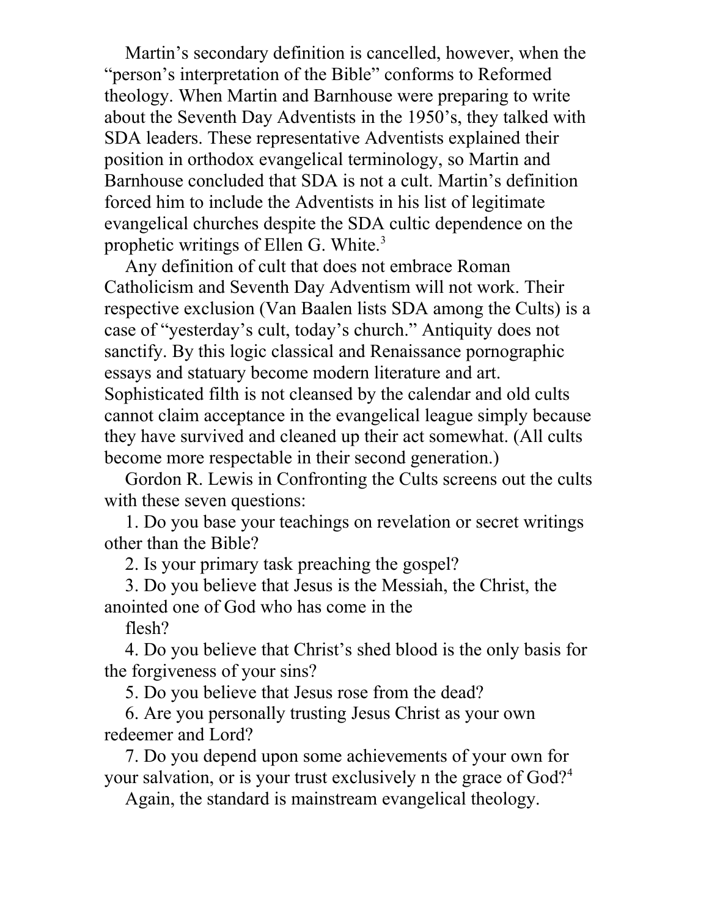Martin's secondary definition is cancelled, however, when the "person's interpretation of the Bible" conforms to Reformed theology. When Martin and Barnhouse were preparing to write about the Seventh Day Adventists in the 1950's, they talked with SDA leaders. These representative Adventists explained their position in orthodox evangelical terminology, so Martin and Barnhouse concluded that SDA is not a cult. Martin's definition forced him to include the Adventists in his list of legitimate evangelical churches despite the SDA cultic dependence on the prophetic writings of Ellen G. White.[3]

Any definition of cult that does not embrace Roman Catholicism and Seventh Day Adventism will not work. Their respective exclusion (Van Baalen lists SDA among the Cults) is a case of "yesterday's cult, today's church." Antiquity does not sanctify. By this logic classical and Renaissance pornographic essays and statuary become modern literature and art. Sophisticated filth is not cleansed by the calendar and old cults cannot claim acceptance in the evangelical league simply because they have survived and cleaned up their act somewhat. (All cults become more respectable in their second generation.)

Gordon R. Lewis in Confronting the Cults screens out the cults with these seven questions:

1. Do you base your teachings on revelation or secret writings other than the Bible?

2. Is your primary task preaching the gospel?

3. Do you believe that Jesus is the Messiah, the Christ, the anointed one of God who has come in the flesh?

4. Do you believe that Christ's shed blood is the only basis for the forgiveness of your sins?

5. Do you believe that Jesus rose from the dead?

6. Are you personally trusting Jesus Christ as your own redeemer and Lord?

7. Do you depend upon some achievements of your own for your salvation, or is your trust exclusively n the grace of God?[4]

Again, the standard is mainstream evangelical theology.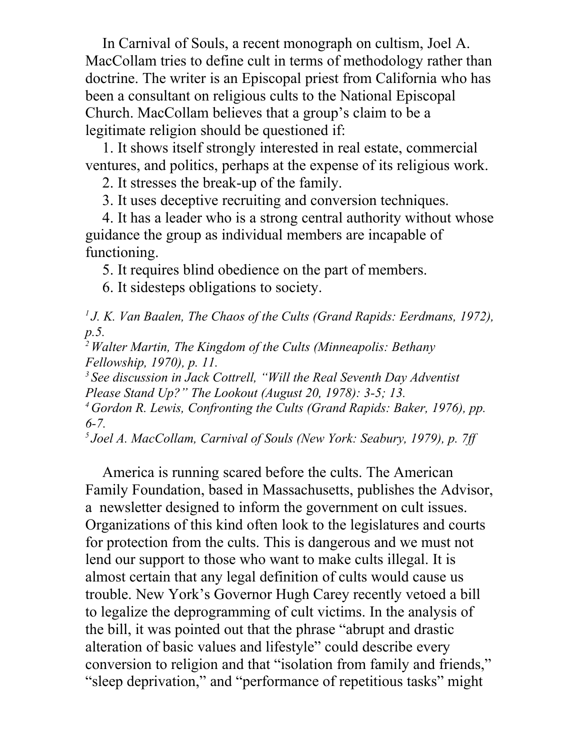In Carnival of Souls, a recent monograph on cultism, Joel A. MacCollam tries to define cult in terms of methodology rather than doctrine. The writer is an Episcopal priest from California who has been a consultant on religious cults to the National Episcopal Church. MacCollam believes that a group's claim to be a legitimate religion should be questioned if:

1. It shows itself strongly interested in real estate, commercial ventures, and politics, perhaps at the expense of its religious work.
2. It stresses the break-up of the family.
3. It uses deceptive recruiting and conversion techniques.
4. It has a leader who is a strong central authority without whose guidance the group as individual members are incapable of functioning.
5. It requires blind obedience on the part of members.
6. It sidesteps obligations to society.

*[1] J. K. Van Baalen, The Chaos of the Cults (Grand Rapids: Eerdmans, 1972), p.5.*
*[2] Walter Martin, The Kingdom of the Cults (Minneapolis: Bethany Fellowship, 1970), p. 11.*
*[3] See discussion in Jack Cottrell, "Will the Real Seventh Day Adventist Please Stand Up?" The Lookout (August 20, 1978): 3-5; 13.*
*[4] Gordon R. Lewis, Confronting the Cults (Grand Rapids: Baker, 1976), pp. 6-7.*
*[5] Joel A. MacCollam, Carnival of Souls (New York: Seabury, 1979), p. 7ff*

America is running scared before the cults. The American Family Foundation, based in Massachusetts, publishes the Advisor, a newsletter designed to inform the government on cult issues. Organizations of this kind often look to the legislatures and courts for protection from the cults. This is dangerous and we must not lend our support to those who want to make cults illegal. It is almost certain that any legal definition of cults would cause us trouble. New York's Governor Hugh Carey recently vetoed a bill to legalize the deprogramming of cult victims. In the analysis of the bill, it was pointed out that the phrase "abrupt and drastic alteration of basic values and lifestyle" could describe every conversion to religion and that "isolation from family and friends," "sleep deprivation," and "performance of repetitious tasks" might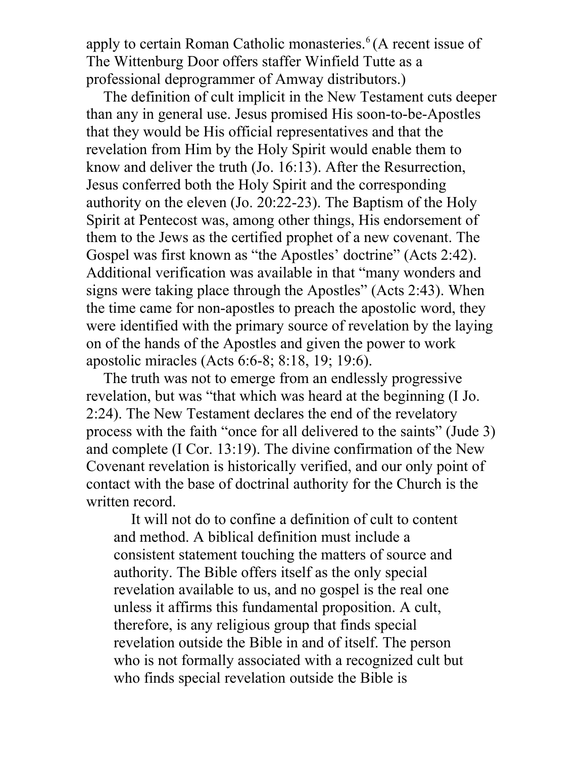apply to certain Roman Catholic monasteries.[6] (A recent issue of The Wittenburg Door offers staffer Winfield Tutte as a professional deprogrammer of Amway distributors.)

The definition of cult implicit in the New Testament cuts deeper than any in general use. Jesus promised His soon-to-be-Apostles that they would be His official representatives and that the revelation from Him by the Holy Spirit would enable them to know and deliver the truth (Jo. 16:13). After the Resurrection, Jesus conferred both the Holy Spirit and the corresponding authority on the eleven (Jo. 20:22-23). The Baptism of the Holy Spirit at Pentecost was, among other things, His endorsement of them to the Jews as the certified prophet of a new covenant. The Gospel was first known as "the Apostles' doctrine" (Acts 2:42). Additional verification was available in that "many wonders and signs were taking place through the Apostles" (Acts 2:43). When the time came for non-apostles to preach the apostolic word, they were identified with the primary source of revelation by the laying on of the hands of the Apostles and given the power to work apostolic miracles (Acts 6:6-8; 8:18, 19; 19:6).

The truth was not to emerge from an endlessly progressive revelation, but was "that which was heard at the beginning (I Jo. 2:24). The New Testament declares the end of the revelatory process with the faith "once for all delivered to the saints" (Jude 3) and complete (I Cor. 13:19). The divine confirmation of the New Covenant revelation is historically verified, and our only point of contact with the base of doctrinal authority for the Church is the written record.

> It will not do to confine a definition of cult to content and method. A biblical definition must include a consistent statement touching the matters of source and authority. The Bible offers itself as the only special revelation available to us, and no gospel is the real one unless it affirms this fundamental proposition. A cult, therefore, is any religious group that finds special revelation outside the Bible in and of itself. The person who is not formally associated with a recognized cult but who finds special revelation outside the Bible is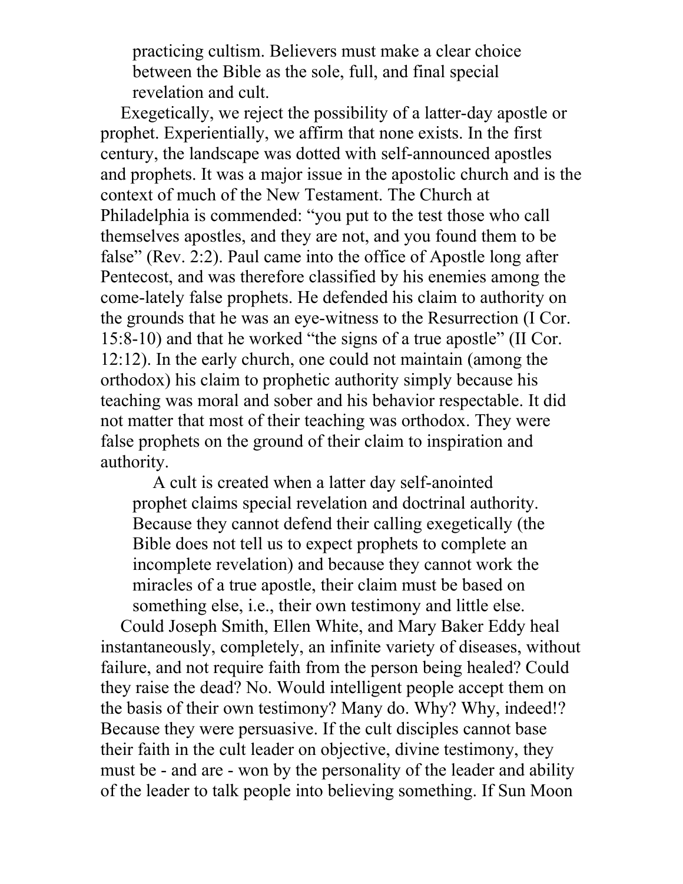practicing cultism. Believers must make a clear choice between the Bible as the sole, full, and final special revelation and cult.

Exegetically, we reject the possibility of a latter-day apostle or prophet. Experientially, we affirm that none exists. In the first century, the landscape was dotted with self-announced apostles and prophets. It was a major issue in the apostolic church and is the context of much of the New Testament. The Church at Philadelphia is commended: "you put to the test those who call themselves apostles, and they are not, and you found them to be false" (Rev. 2:2). Paul came into the office of Apostle long after Pentecost, and was therefore classified by his enemies among the come-lately false prophets. He defended his claim to authority on the grounds that he was an eye-witness to the Resurrection (I Cor. 15:8-10) and that he worked "the signs of a true apostle" (II Cor. 12:12). In the early church, one could not maintain (among the orthodox) his claim to prophetic authority simply because his teaching was moral and sober and his behavior respectable. It did not matter that most of their teaching was orthodox. They were false prophets on the ground of their claim to inspiration and authority.

> A cult is created when a latter day self-anointed prophet claims special revelation and doctrinal authority. Because they cannot defend their calling exegetically (the Bible does not tell us to expect prophets to complete an incomplete revelation) and because they cannot work the miracles of a true apostle, their claim must be based on something else, i.e., their own testimony and little else.

Could Joseph Smith, Ellen White, and Mary Baker Eddy heal instantaneously, completely, an infinite variety of diseases, without failure, and not require faith from the person being healed? Could they raise the dead? No. Would intelligent people accept them on the basis of their own testimony? Many do. Why? Why, indeed!? Because they were persuasive. If the cult disciples cannot base their faith in the cult leader on objective, divine testimony, they must be - and are - won by the personality of the leader and ability of the leader to talk people into believing something. If Sun Moon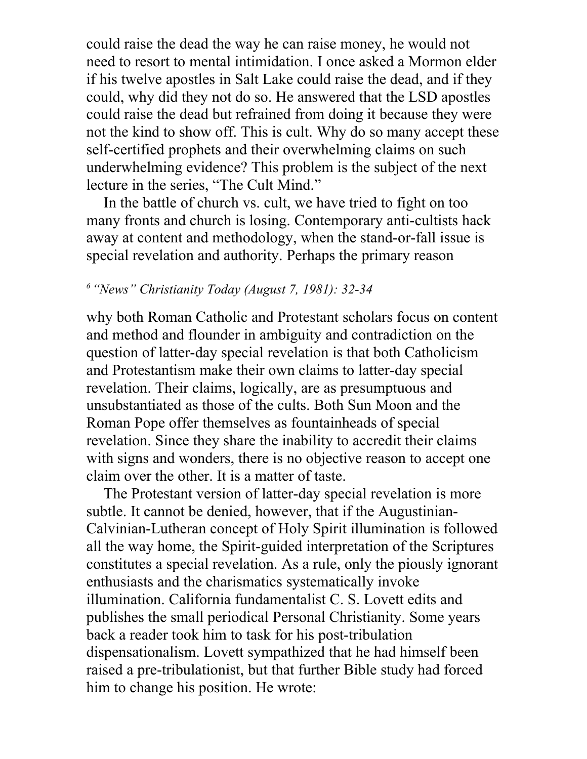could raise the dead the way he can raise money, he would not need to resort to mental intimidation. I once asked a Mormon elder if his twelve apostles in Salt Lake could raise the dead, and if they could, why did they not do so. He answered that the LSD apostles could raise the dead but refrained from doing it because they were not the kind to show off. This is cult. Why do so many accept these self-certified prophets and their overwhelming claims on such underwhelming evidence? This problem is the subject of the next lecture in the series, "The Cult Mind."

In the battle of church vs. cult, we have tried to fight on too many fronts and church is losing. Contemporary anti-cultists hack away at content and methodology, when the stand-or-fall issue is special revelation and authority. Perhaps the primary reason why both Roman Catholic and Protestant scholars focus on content and method and flounder in ambiguity and contradiction on the question of latter-day special revelation is that both Catholicism and Protestantism make their own claims to latter-day special revelation. Their claims, logically, are as presumptuous and unsubstantiated as those of the cults. Both Sun Moon and the Roman Pope offer themselves as fountainheads of special revelation. Since they share the inability to accredit their claims with signs and wonders, there is no objective reason to accept one claim over the other. It is a matter of taste.

The Protestant version of latter-day special revelation is more subtle. It cannot be denied, however, that if the Augustinian-Calvinian-Lutheran concept of Holy Spirit illumination is followed all the way home, the Spirit-guided interpretation of the Scriptures constitutes a special revelation. As a rule, only the piously ignorant enthusiasts and the charismatics systematically invoke illumination. California fundamentalist C. S. Lovett edits and publishes the small periodical Personal Christianity. Some years back a reader took him to task for his post-tribulation dispensationalism. Lovett sympathized that he had himself been raised a pre-tribulationist, but that further Bible study had forced him to change his position. He wrote:

[6] *"News" Christianity Today (August 7, 1981): 32-34*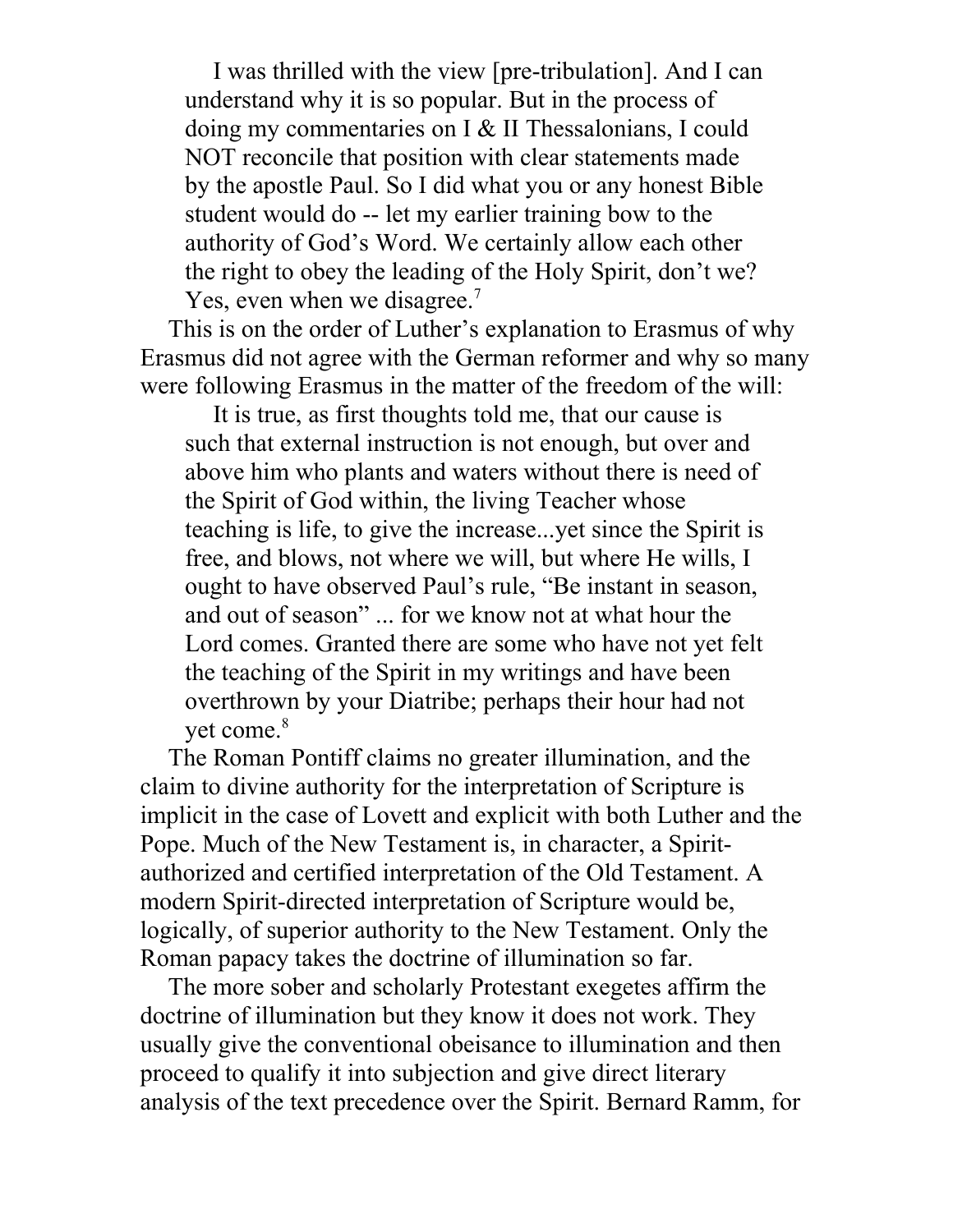> I was thrilled with the view [pre-tribulation]. And I can understand why it is so popular. But in the process of doing my commentaries on I & II Thessalonians, I could NOT reconcile that position with clear statements made by the apostle Paul. So I did what you or any honest Bible student would do -- let my earlier training bow to the authority of God's Word. We certainly allow each other the right to obey the leading of the Holy Spirit, don't we? Yes, even when we disagree.[7]

This is on the order of Luther's explanation to Erasmus of why Erasmus did not agree with the German reformer and why so many were following Erasmus in the matter of the freedom of the will:

> It is true, as first thoughts told me, that our cause is such that external instruction is not enough, but over and above him who plants and waters without there is need of the Spirit of God within, the living Teacher whose teaching is life, to give the increase...yet since the Spirit is free, and blows, not where we will, but where He wills, I ought to have observed Paul's rule, "Be instant in season, and out of season" ... for we know not at what hour the Lord comes. Granted there are some who have not yet felt the teaching of the Spirit in my writings and have been overthrown by your Diatribe; perhaps their hour had not yet come.[8]

The Roman Pontiff claims no greater illumination, and the claim to divine authority for the interpretation of Scripture is implicit in the case of Lovett and explicit with both Luther and the Pope. Much of the New Testament is, in character, a Spirit-authorized and certified interpretation of the Old Testament. A modern Spirit-directed interpretation of Scripture would be, logically, of superior authority to the New Testament. Only the Roman papacy takes the doctrine of illumination so far.

The more sober and scholarly Protestant exegetes affirm the doctrine of illumination but they know it does not work. They usually give the conventional obeisance to illumination and then proceed to qualify it into subjection and give direct literary analysis of the text precedence over the Spirit. Bernard Ramm, for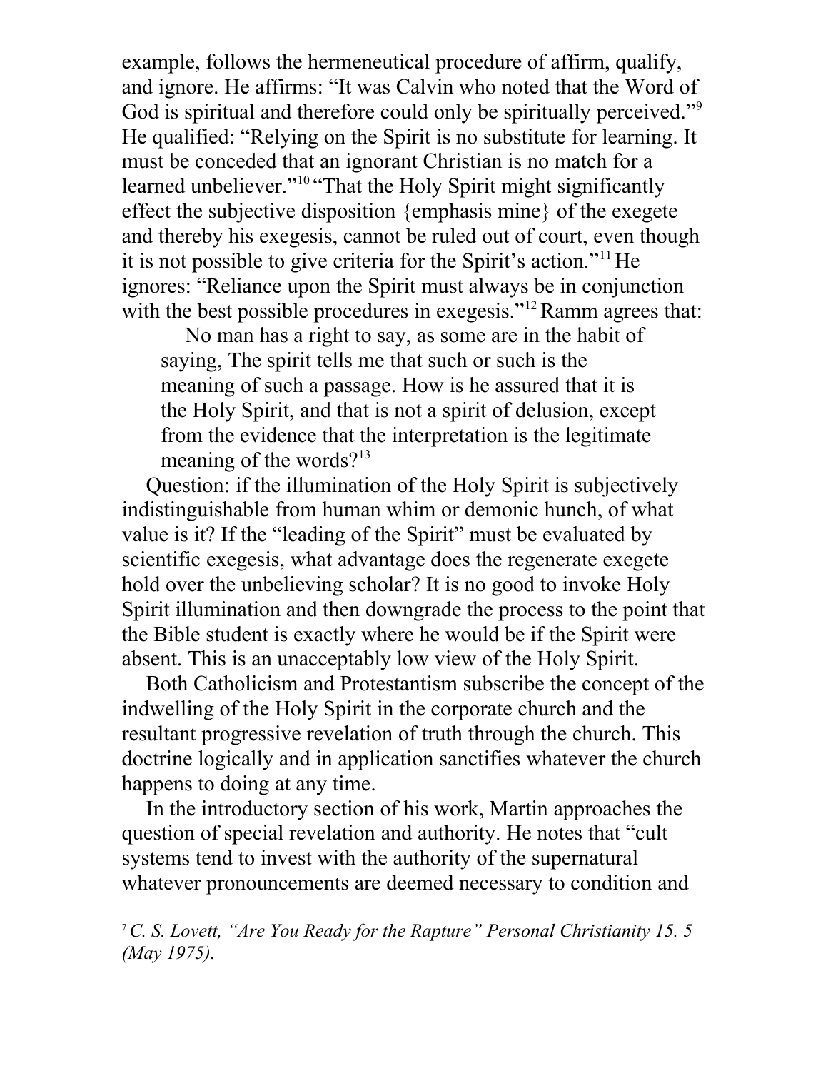example, follows the hermeneutical procedure of affirm, qualify, and ignore. He affirms: "It was Calvin who noted that the Word of God is spiritual and therefore could only be spiritually perceived."[9] He qualified: "Relying on the Spirit is no substitute for learning. It must be conceded that an ignorant Christian is no match for a learned unbeliever."[10] "That the Holy Spirit might significantly effect the subjective disposition {emphasis mine} of the exegete and thereby his exegesis, cannot be ruled out of court, even though it is not possible to give criteria for the Spirit's action."[11] He ignores: "Reliance upon the Spirit must always be in conjunction with the best possible procedures in exegesis."[12] Ramm agrees that:

> No man has a right to say, as some are in the habit of saying, The spirit tells me that such or such is the meaning of such a passage. How is he assured that it is the Holy Spirit, and that is not a spirit of delusion, except from the evidence that the interpretation is the legitimate meaning of the words?[13]

Question: if the illumination of the Holy Spirit is subjectively indistinguishable from human whim or demonic hunch, of what value is it? If the "leading of the Spirit" must be evaluated by scientific exegesis, what advantage does the regenerate exegete hold over the unbelieving scholar? It is no good to invoke Holy Spirit illumination and then downgrade the process to the point that the Bible student is exactly where he would be if the Spirit were absent. This is an unacceptably low view of the Holy Spirit.

Both Catholicism and Protestantism subscribe the concept of the indwelling of the Holy Spirit in the corporate church and the resultant progressive revelation of truth through the church. This doctrine logically and in application sanctifies whatever the church happens to doing at any time.

In the introductory section of his work, Martin approaches the question of special revelation and authority. He notes that "cult systems tend to invest with the authority of the supernatural whatever pronouncements are deemed necessary to condition and

[7] *C. S. Lovett, "Are You Ready for the Rapture" Personal Christianity 15. 5 (May 1975).*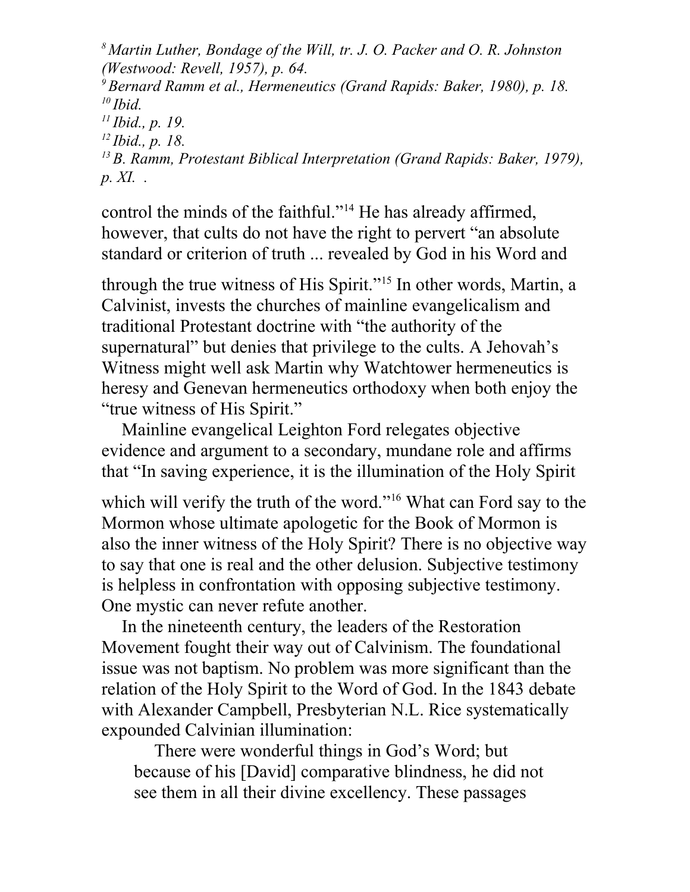[8] *Martin Luther, Bondage of the Will, tr. J. O. Packer and O. R. Johnston (Westwood: Revell, 1957), p. 64.*
[9] *Bernard Ramm et al., Hermeneutics (Grand Rapids: Baker, 1980), p. 18.*
[10] *Ibid.*
[11] *Ibid., p. 19.*
[12] *Ibid., p. 18.*
[13] *B. Ramm, Protestant Biblical Interpretation (Grand Rapids: Baker, 1979), p. XI. .*

control the minds of the faithful."[14] He has already affirmed, however, that cults do not have the right to pervert "an absolute standard or criterion of truth ... revealed by God in his Word and through the true witness of His Spirit."[15] In other words, Martin, a Calvinist, invests the churches of mainline evangelicalism and traditional Protestant doctrine with "the authority of the supernatural" but denies that privilege to the cults. A Jehovah's Witness might well ask Martin why Watchtower hermeneutics is heresy and Genevan hermeneutics orthodoxy when both enjoy the "true witness of His Spirit."

Mainline evangelical Leighton Ford relegates objective evidence and argument to a secondary, mundane role and affirms that "In saving experience, it is the illumination of the Holy Spirit which will verify the truth of the word."[16] What can Ford say to the Mormon whose ultimate apologetic for the Book of Mormon is also the inner witness of the Holy Spirit? There is no objective way to say that one is real and the other delusion. Subjective testimony is helpless in confrontation with opposing subjective testimony. One mystic can never refute another.

In the nineteenth century, the leaders of the Restoration Movement fought their way out of Calvinism. The foundational issue was not baptism. No problem was more significant than the relation of the Holy Spirit to the Word of God. In the 1843 debate with Alexander Campbell, Presbyterian N.L. Rice systematically expounded Calvinian illumination:

> There were wonderful things in God's Word; but because of his [David] comparative blindness, he did not see them in all their divine excellency. These passages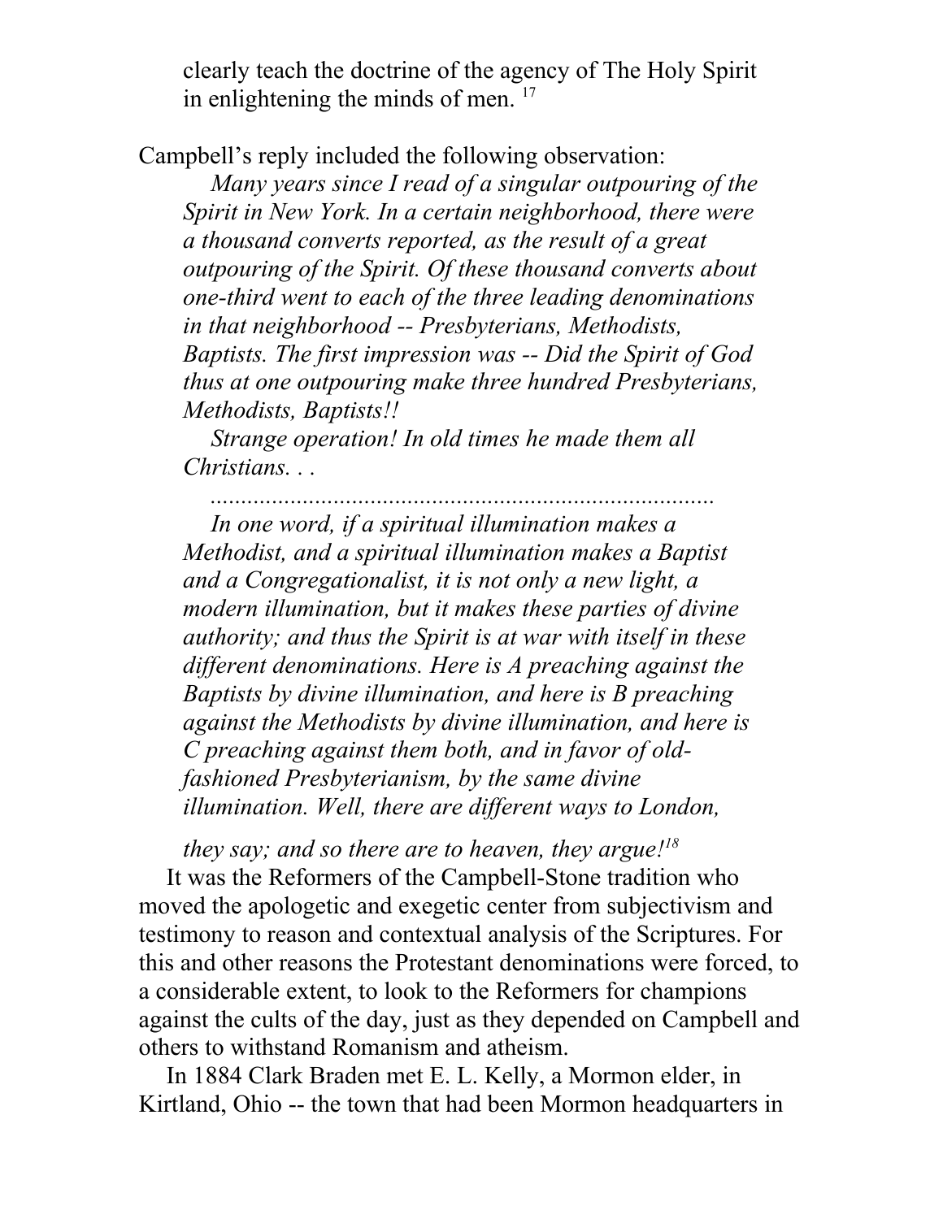clearly teach the doctrine of the agency of The Holy Spirit in enlightening the minds of men. [17]

Campbell's reply included the following observation:

> *Many years since I read of a singular outpouring of the Spirit in New York. In a certain neighborhood, there were a thousand converts reported, as the result of a great outpouring of the Spirit. Of these thousand converts about one-third went to each of the three leading denominations in that neighborhood -- Presbyterians, Methodists, Baptists. The first impression was -- Did the Spirit of God thus at one outpouring make three hundred Presbyterians, Methodists, Baptists!!*
>
> *Strange operation! In old times he made them all Christians. . .*
>
> *..................................................................................*
>
> *In one word, if a spiritual illumination makes a Methodist, and a spiritual illumination makes a Baptist and a Congregationalist, it is not only a new light, a modern illumination, but it makes these parties of divine authority; and thus the Spirit is at war with itself in these different denominations. Here is A preaching against the Baptists by divine illumination, and here is B preaching against the Methodists by divine illumination, and here is C preaching against them both, and in favor of old-fashioned Presbyterianism, by the same divine illumination. Well, there are different ways to London, they say; and so there are to heaven, they argue!*[18]

It was the Reformers of the Campbell-Stone tradition who moved the apologetic and exegetic center from subjectivism and testimony to reason and contextual analysis of the Scriptures. For this and other reasons the Protestant denominations were forced, to a considerable extent, to look to the Reformers for champions against the cults of the day, just as they depended on Campbell and others to withstand Romanism and atheism.

In 1884 Clark Braden met E. L. Kelly, a Mormon elder, in Kirtland, Ohio -- the town that had been Mormon headquarters in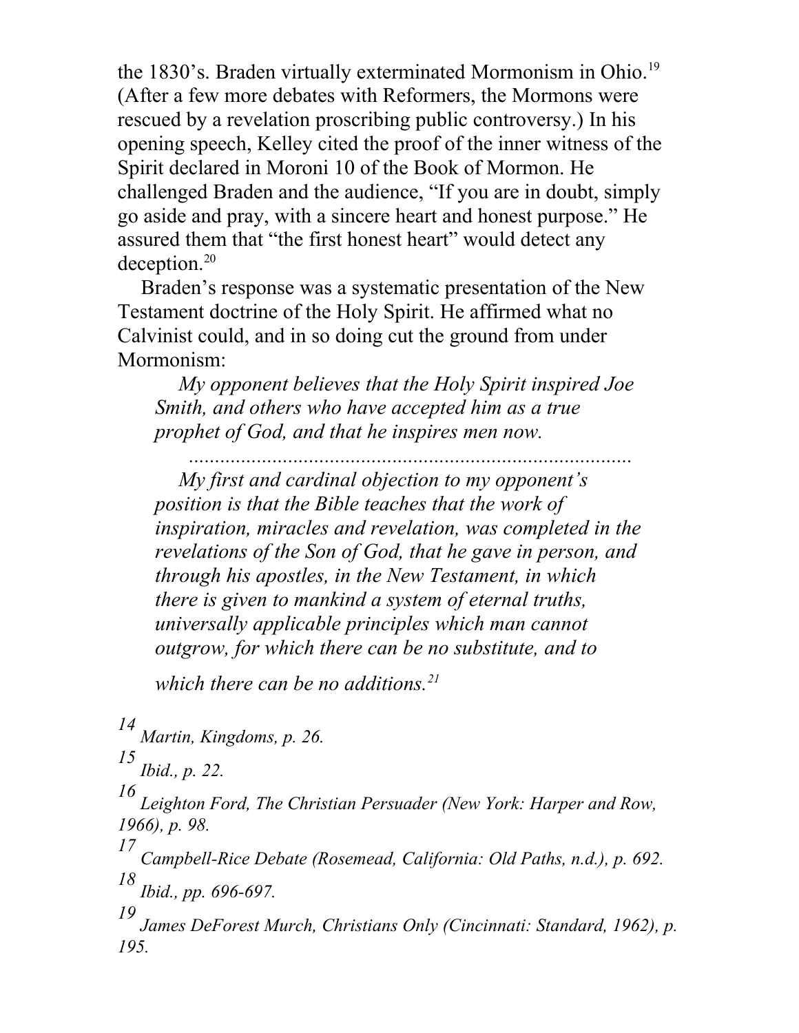the 1830's. Braden virtually exterminated Mormonism in Ohio.[19] (After a few more debates with Reformers, the Mormons were rescued by a revelation proscribing public controversy.) In his opening speech, Kelley cited the proof of the inner witness of the Spirit declared in Moroni 10 of the Book of Mormon. He challenged Braden and the audience, "If you are in doubt, simply go aside and pray, with a sincere heart and honest purpose." He assured them that "the first honest heart" would detect any deception.[20]

Braden's response was a systematic presentation of the New Testament doctrine of the Holy Spirit. He affirmed what no Calvinist could, and in so doing cut the ground from under Mormonism:

> *My opponent believes that the Holy Spirit inspired Joe Smith, and others who have accepted him as a true prophet of God, and that he inspires men now.*
>
> *......................................................................................*
>
> *My first and cardinal objection to my opponent's position is that the Bible teaches that the work of inspiration, miracles and revelation, was completed in the revelations of the Son of God, that he gave in person, and through his apostles, in the New Testament, in which there is given to mankind a system of eternal truths, universally applicable principles which man cannot outgrow, for which there can be no substitute, and to which there can be no additions.*[21]

*14 Martin, Kingdoms, p. 26.*

*15 Ibid., p. 22.*

*16 Leighton Ford, The Christian Persuader (New York: Harper and Row, 1966), p. 98.*

*17 Campbell-Rice Debate (Rosemead, California: Old Paths, n.d.), p. 692.*

*18 Ibid., pp. 696-697.*

*19 James DeForest Murch, Christians Only (Cincinnati: Standard, 1962), p. 195.*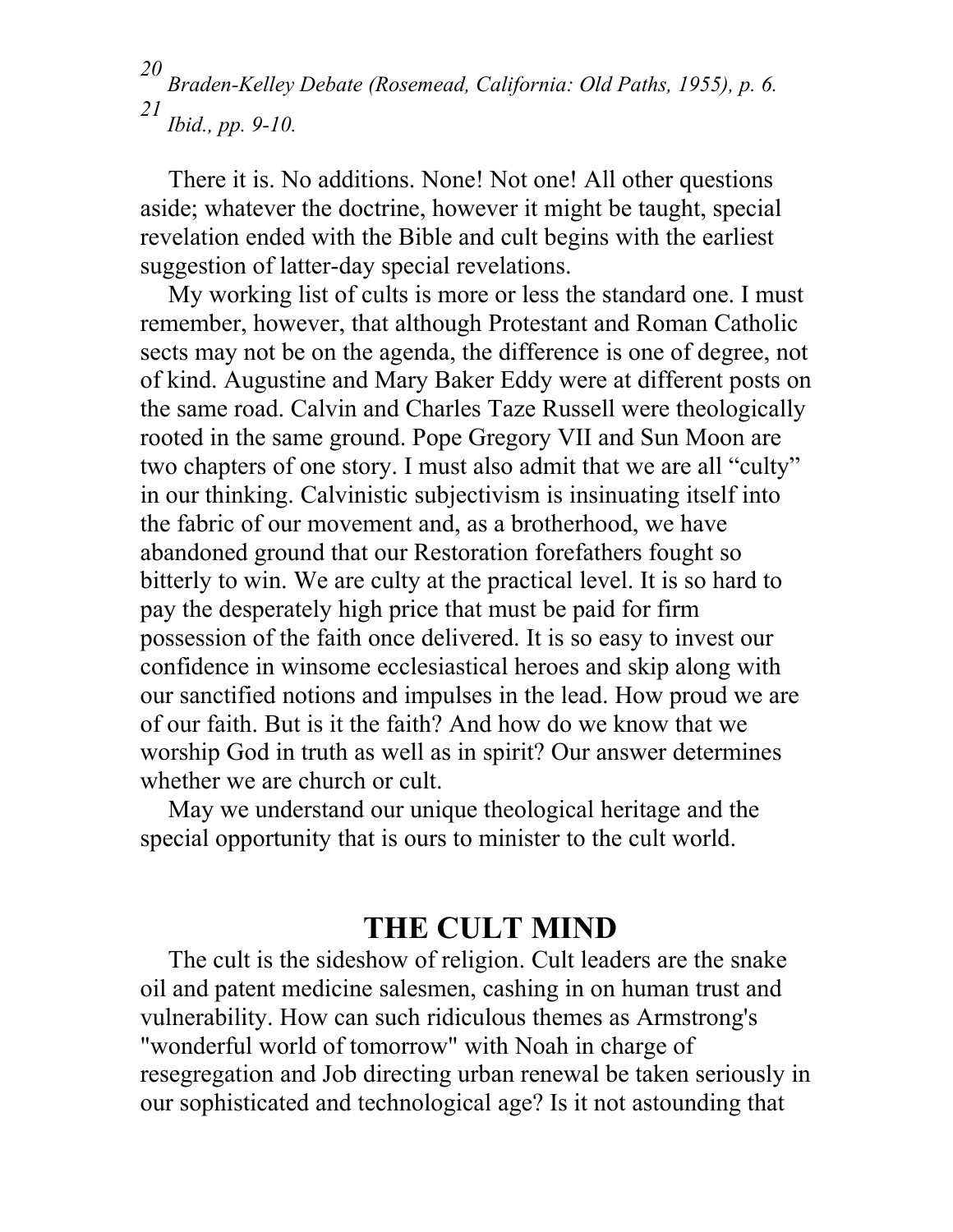[20] *Braden-Kelley Debate (Rosemead, California: Old Paths, 1955), p. 6.*
[21] *Ibid., pp. 9-10.*

There it is. No additions. None! Not one! All other questions aside; whatever the doctrine, however it might be taught, special revelation ended with the Bible and cult begins with the earliest suggestion of latter-day special revelations.

My working list of cults is more or less the standard one. I must remember, however, that although Protestant and Roman Catholic sects may not be on the agenda, the difference is one of degree, not of kind. Augustine and Mary Baker Eddy were at different posts on the same road. Calvin and Charles Taze Russell were theologically rooted in the same ground. Pope Gregory VII and Sun Moon are two chapters of one story. I must also admit that we are all "culty" in our thinking. Calvinistic subjectivism is insinuating itself into the fabric of our movement and, as a brotherhood, we have abandoned ground that our Restoration forefathers fought so bitterly to win. We are culty at the practical level. It is so hard to pay the desperately high price that must be paid for firm possession of the faith once delivered. It is so easy to invest our confidence in winsome ecclesiastical heroes and skip along with our sanctified notions and impulses in the lead. How proud we are of our faith. But is it the faith? And how do we know that we worship God in truth as well as in spirit? Our answer determines whether we are church or cult.

May we understand our unique theological heritage and the special opportunity that is ours to minister to the cult world.

## THE CULT MIND

The cult is the sideshow of religion. Cult leaders are the snake oil and patent medicine salesmen, cashing in on human trust and vulnerability. How can such ridiculous themes as Armstrong's "wonderful world of tomorrow" with Noah in charge of resegregation and Job directing urban renewal be taken seriously in our sophisticated and technological age? Is it not astounding that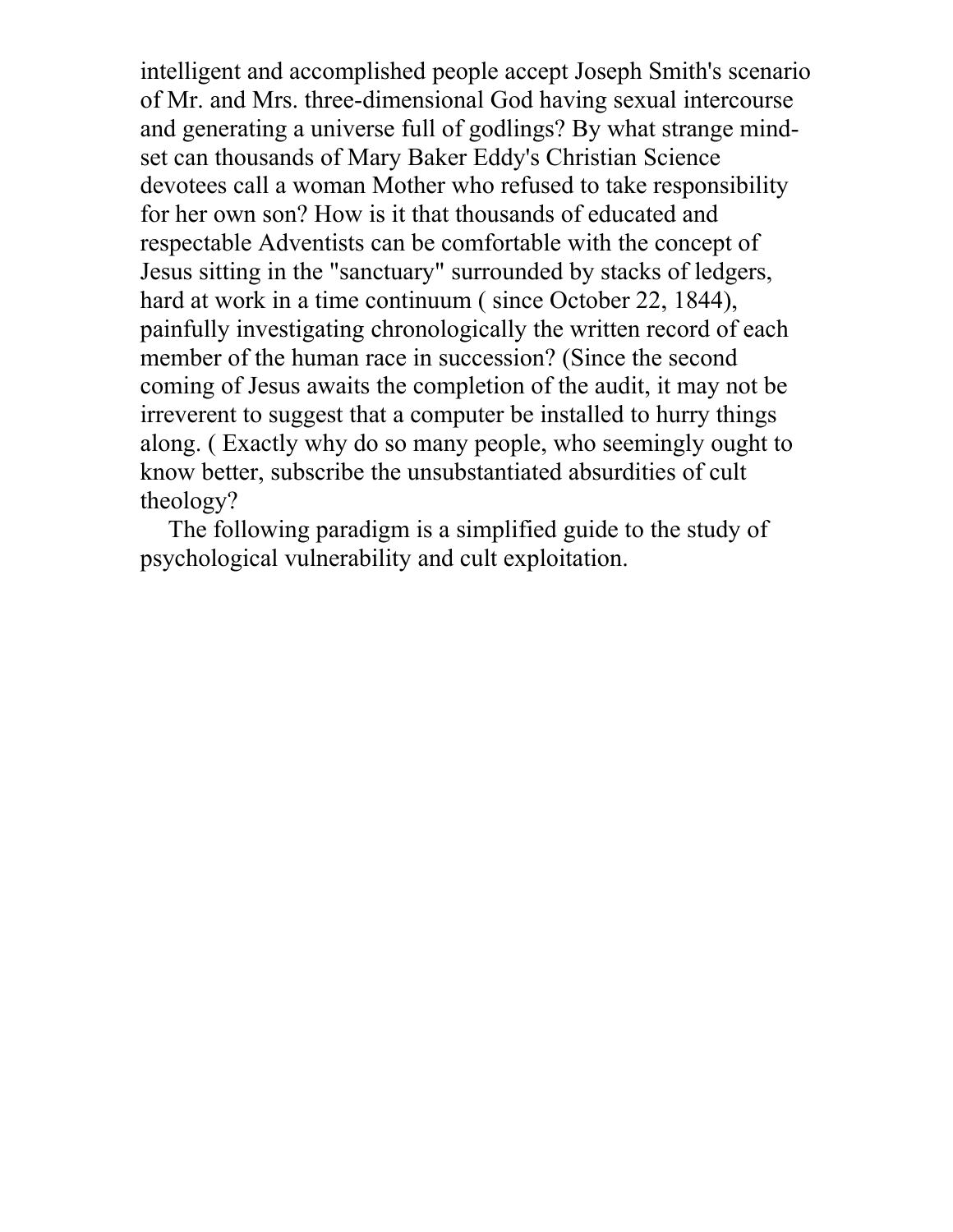intelligent and accomplished people accept Joseph Smith's scenario of Mr. and Mrs. three-dimensional God having sexual intercourse and generating a universe full of godlings? By what strange mind-set can thousands of Mary Baker Eddy's Christian Science devotees call a woman Mother who refused to take responsibility for her own son? How is it that thousands of educated and respectable Adventists can be comfortable with the concept of Jesus sitting in the "sanctuary" surrounded by stacks of ledgers, hard at work in a time continuum ( since October 22, 1844), painfully investigating chronologically the written record of each member of the human race in succession? (Since the second coming of Jesus awaits the completion of the audit, it may not be irreverent to suggest that a computer be installed to hurry things along. ( Exactly why do so many people, who seemingly ought to know better, subscribe the unsubstantiated absurdities of cult theology?

The following paradigm is a simplified guide to the study of psychological vulnerability and cult exploitation.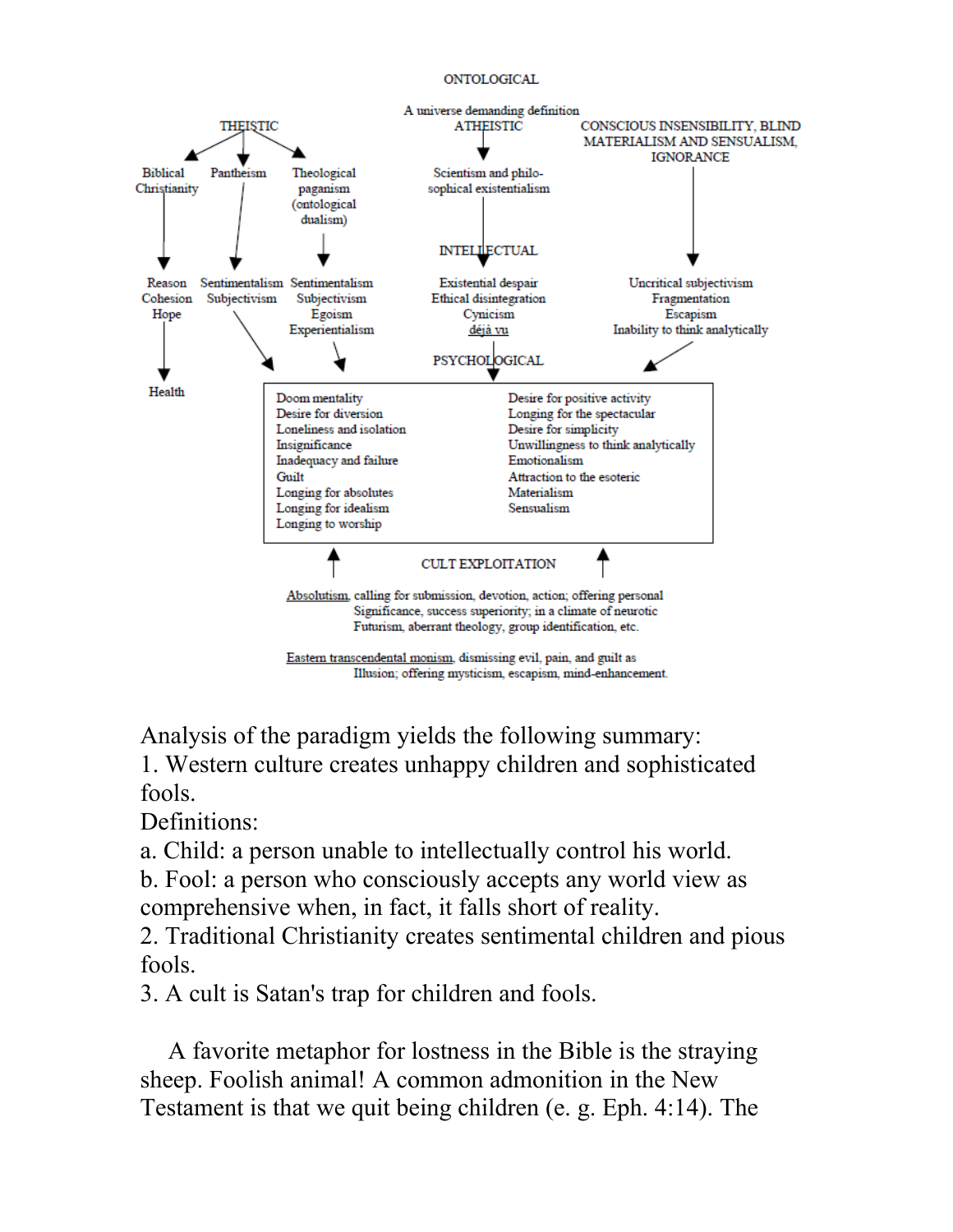ONTOLOGICAL

A universe demanding definition

THEISTIC

- Biblical Christianity → Reason, Cohesion, Hope → Health
- Pantheism → Sentimentalism, Subjectivism
- Theological paganism (ontological dualism) → Sentimentalism, Subjectivism, Egoism, Experientialism

ATHEISTIC

- Scientism and philosophical existentialism → INTELLECTUAL → Existential despair, Ethical disintegration, Cynicism, déjà vu

CONSCIOUS INSENSIBILITY, BLIND MATERIALISM AND SENSUALISM, IGNORANCE

- → Uncritical subjectivism, Fragmentation, Escapism, Inability to think analytically

PSYCHOLOGICAL

| | |
|---|---|
| Doom mentality | Desire for positive activity |
| Desire for diversion | Longing for the spectacular |
| Loneliness and isolation | Desire for simplicity |
| Insignificance | Unwillingness to think analytically |
| Inadequacy and failure | Emotionalism |
| Guilt | Attraction to the esoteric |
| Longing for absolutes | Materialism |
| Longing for idealism | Sensualism |
| Longing to worship | |

CULT EXPLOITATION

Absolutism, calling for submission, devotion, action; offering personal Significance, success superiority; in a climate of neurotic Futurism, aberrant theology, group identification, etc.

Eastern transcendental monism, dismissing evil, pain, and guilt as Illusion; offering mysticism, escapism, mind-enhancement.

Analysis of the paradigm yields the following summary:

1. Western culture creates unhappy children and sophisticated fools.

Definitions:

a. Child: a person unable to intellectually control his world.

b. Fool: a person who consciously accepts any world view as comprehensive when, in fact, it falls short of reality.

2. Traditional Christianity creates sentimental children and pious fools.

3. A cult is Satan's trap for children and fools.

A favorite metaphor for lostness in the Bible is the straying sheep. Foolish animal! A common admonition in the New Testament is that we quit being children (e. g. Eph. 4:14). The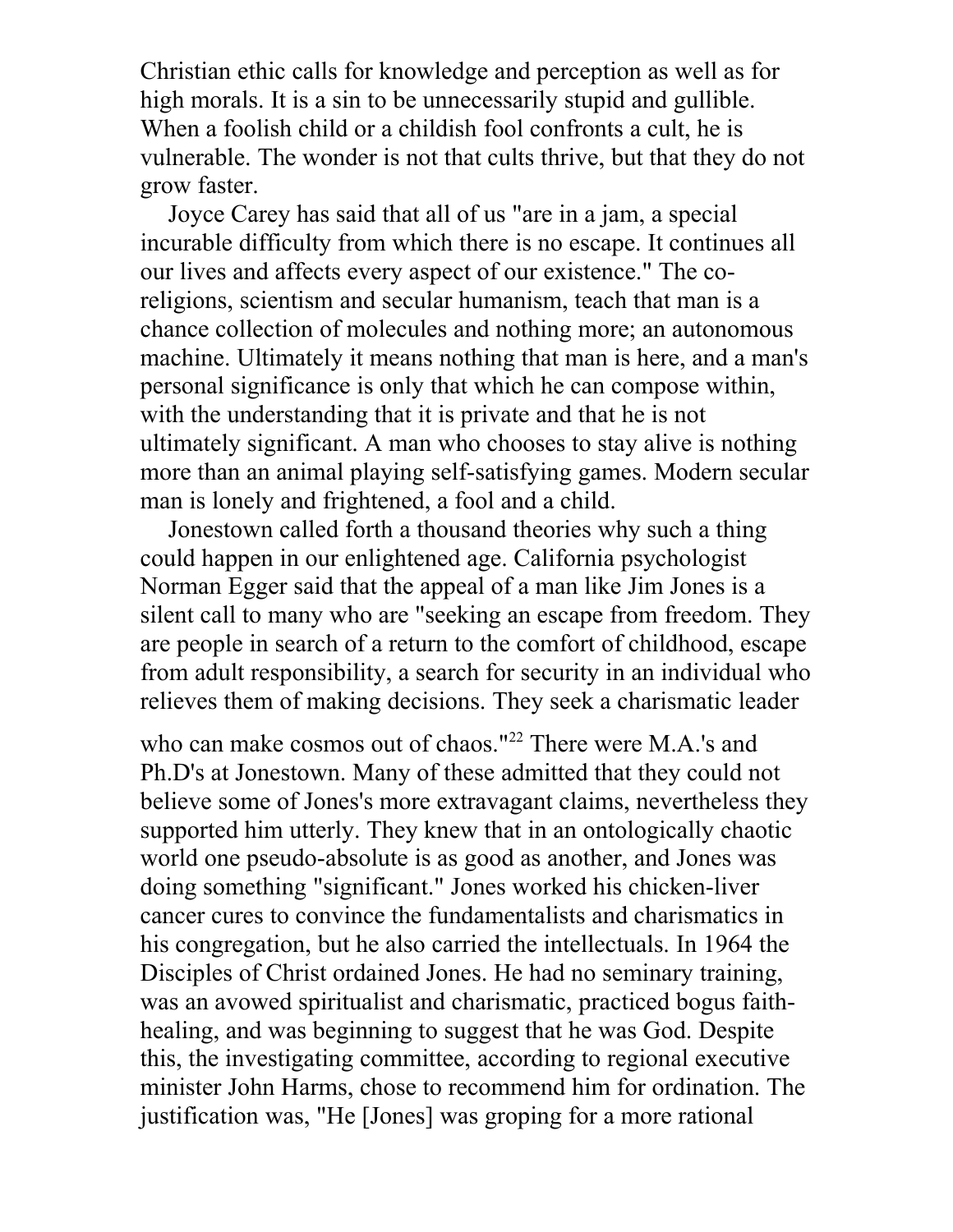Christian ethic calls for knowledge and perception as well as for high morals. It is a sin to be unnecessarily stupid and gullible. When a foolish child or a childish fool confronts a cult, he is vulnerable. The wonder is not that cults thrive, but that they do not grow faster.

Joyce Carey has said that all of us "are in a jam, a special incurable difficulty from which there is no escape. It continues all our lives and affects every aspect of our existence." The co-religions, scientism and secular humanism, teach that man is a chance collection of molecules and nothing more; an autonomous machine. Ultimately it means nothing that man is here, and a man's personal significance is only that which he can compose within, with the understanding that it is private and that he is not ultimately significant. A man who chooses to stay alive is nothing more than an animal playing self-satisfying games. Modern secular man is lonely and frightened, a fool and a child.

Jonestown called forth a thousand theories why such a thing could happen in our enlightened age. California psychologist Norman Egger said that the appeal of a man like Jim Jones is a silent call to many who are "seeking an escape from freedom. They are people in search of a return to the comfort of childhood, escape from adult responsibility, a search for security in an individual who relieves them of making decisions. They seek a charismatic leader who can make cosmos out of chaos."[22] There were M.A.'s and Ph.D's at Jonestown. Many of these admitted that they could not believe some of Jones's more extravagant claims, nevertheless they supported him utterly. They knew that in an ontologically chaotic world one pseudo-absolute is as good as another, and Jones was doing something "significant." Jones worked his chicken-liver cancer cures to convince the fundamentalists and charismatics in his congregation, but he also carried the intellectuals. In 1964 the Disciples of Christ ordained Jones. He had no seminary training, was an avowed spiritualist and charismatic, practiced bogus faith-healing, and was beginning to suggest that he was God. Despite this, the investigating committee, according to regional executive minister John Harms, chose to recommend him for ordination. The justification was, "He [Jones] was groping for a more rational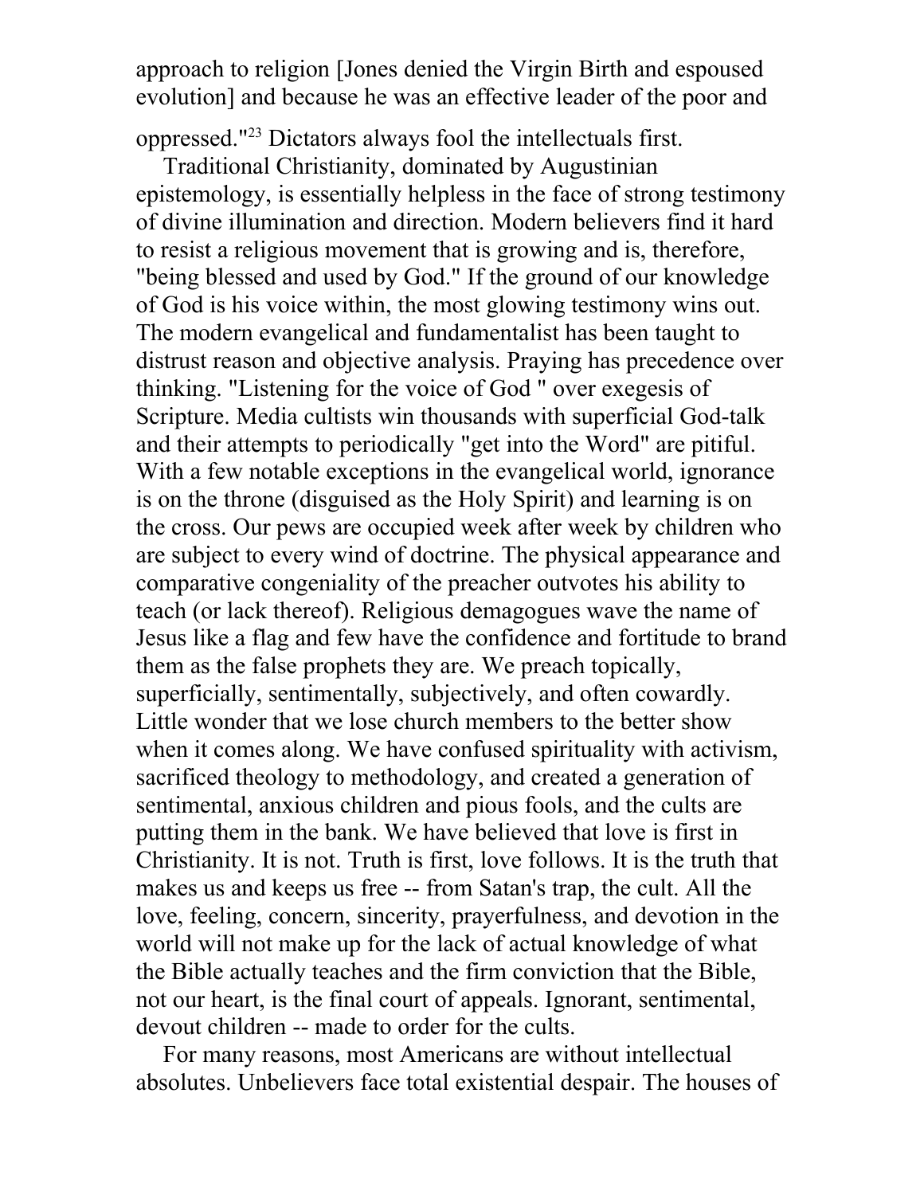approach to religion [Jones denied the Virgin Birth and espoused evolution] and because he was an effective leader of the poor and oppressed."[23] Dictators always fool the intellectuals first.

Traditional Christianity, dominated by Augustinian epistemology, is essentially helpless in the face of strong testimony of divine illumination and direction. Modern believers find it hard to resist a religious movement that is growing and is, therefore, "being blessed and used by God." If the ground of our knowledge of God is his voice within, the most glowing testimony wins out. The modern evangelical and fundamentalist has been taught to distrust reason and objective analysis. Praying has precedence over thinking. "Listening for the voice of God " over exegesis of Scripture. Media cultists win thousands with superficial God-talk and their attempts to periodically "get into the Word" are pitiful. With a few notable exceptions in the evangelical world, ignorance is on the throne (disguised as the Holy Spirit) and learning is on the cross. Our pews are occupied week after week by children who are subject to every wind of doctrine. The physical appearance and comparative congeniality of the preacher outvotes his ability to teach (or lack thereof). Religious demagogues wave the name of Jesus like a flag and few have the confidence and fortitude to brand them as the false prophets they are. We preach topically, superficially, sentimentally, subjectively, and often cowardly. Little wonder that we lose church members to the better show when it comes along. We have confused spirituality with activism, sacrificed theology to methodology, and created a generation of sentimental, anxious children and pious fools, and the cults are putting them in the bank. We have believed that love is first in Christianity. It is not. Truth is first, love follows. It is the truth that makes us and keeps us free -- from Satan's trap, the cult. All the love, feeling, concern, sincerity, prayerfulness, and devotion in the world will not make up for the lack of actual knowledge of what the Bible actually teaches and the firm conviction that the Bible, not our heart, is the final court of appeals. Ignorant, sentimental, devout children -- made to order for the cults.

For many reasons, most Americans are without intellectual absolutes. Unbelievers face total existential despair. The houses of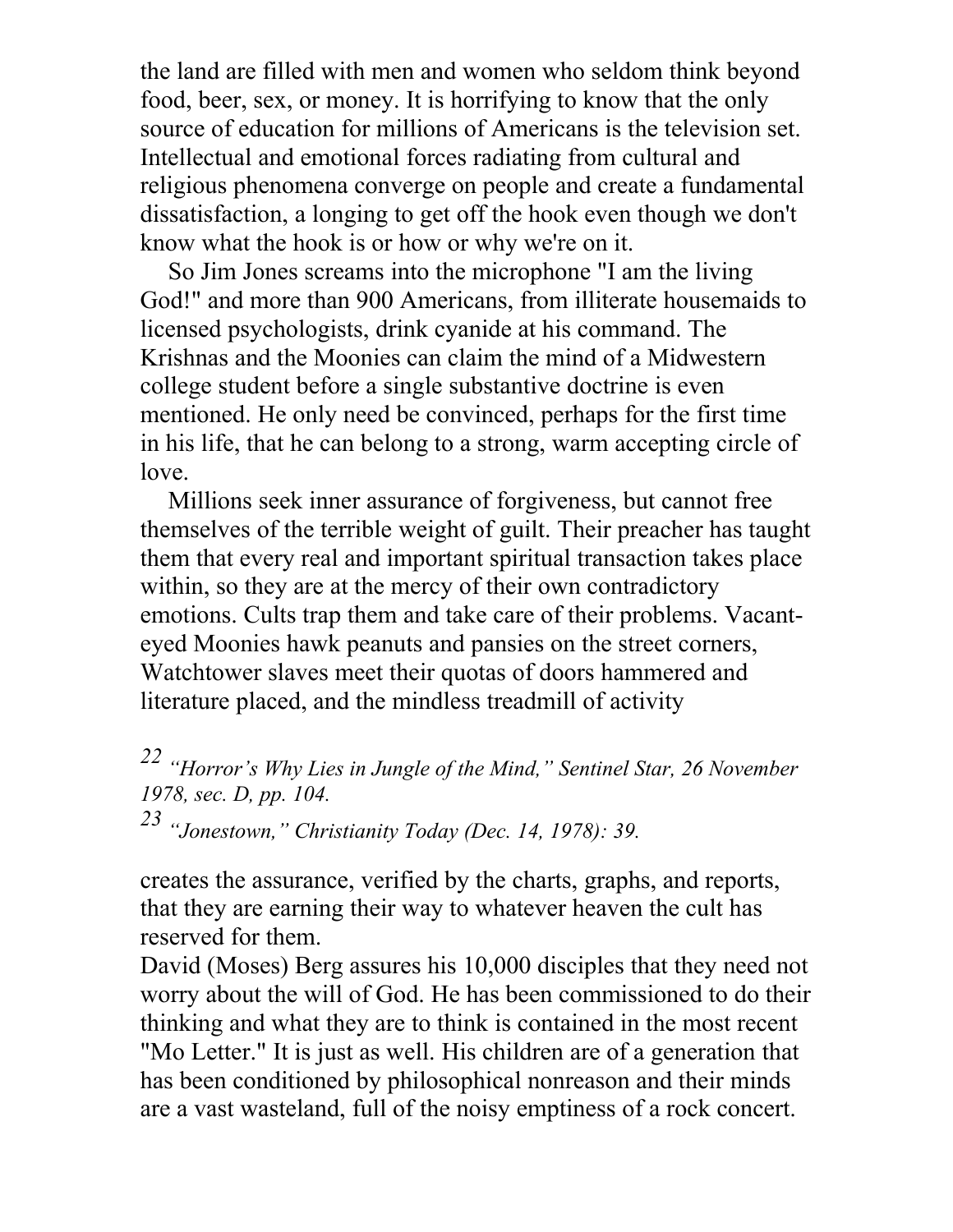the land are filled with men and women who seldom think beyond food, beer, sex, or money. It is horrifying to know that the only source of education for millions of Americans is the television set. Intellectual and emotional forces radiating from cultural and religious phenomena converge on people and create a fundamental dissatisfaction, a longing to get off the hook even though we don't know what the hook is or how or why we're on it.

So Jim Jones screams into the microphone "I am the living God!" and more than 900 Americans, from illiterate housemaids to licensed psychologists, drink cyanide at his command. The Krishnas and the Moonies can claim the mind of a Midwestern college student before a single substantive doctrine is even mentioned. He only need be convinced, perhaps for the first time in his life, that he can belong to a strong, warm accepting circle of love.

Millions seek inner assurance of forgiveness, but cannot free themselves of the terrible weight of guilt. Their preacher has taught them that every real and important spiritual transaction takes place within, so they are at the mercy of their own contradictory emotions. Cults trap them and take care of their problems. Vacant-eyed Moonies hawk peanuts and pansies on the street corners, Watchtower slaves meet their quotas of doors hammered and literature placed, and the mindless treadmill of activity creates the assurance, verified by the charts, graphs, and reports, that they are earning their way to whatever heaven the cult has reserved for them.

David (Moses) Berg assures his 10,000 disciples that they need not worry about the will of God. He has been commissioned to do their thinking and what they are to think is contained in the most recent "Mo Letter." It is just as well. His children are of a generation that has been conditioned by philosophical nonreason and their minds are a vast wasteland, full of the noisy emptiness of a rock concert.

---

[22] *"Horror's Why Lies in Jungle of the Mind," Sentinel Star, 26 November 1978, sec. D, pp. 104.*

[23] *"Jonestown," Christianity Today (Dec. 14, 1978): 39.*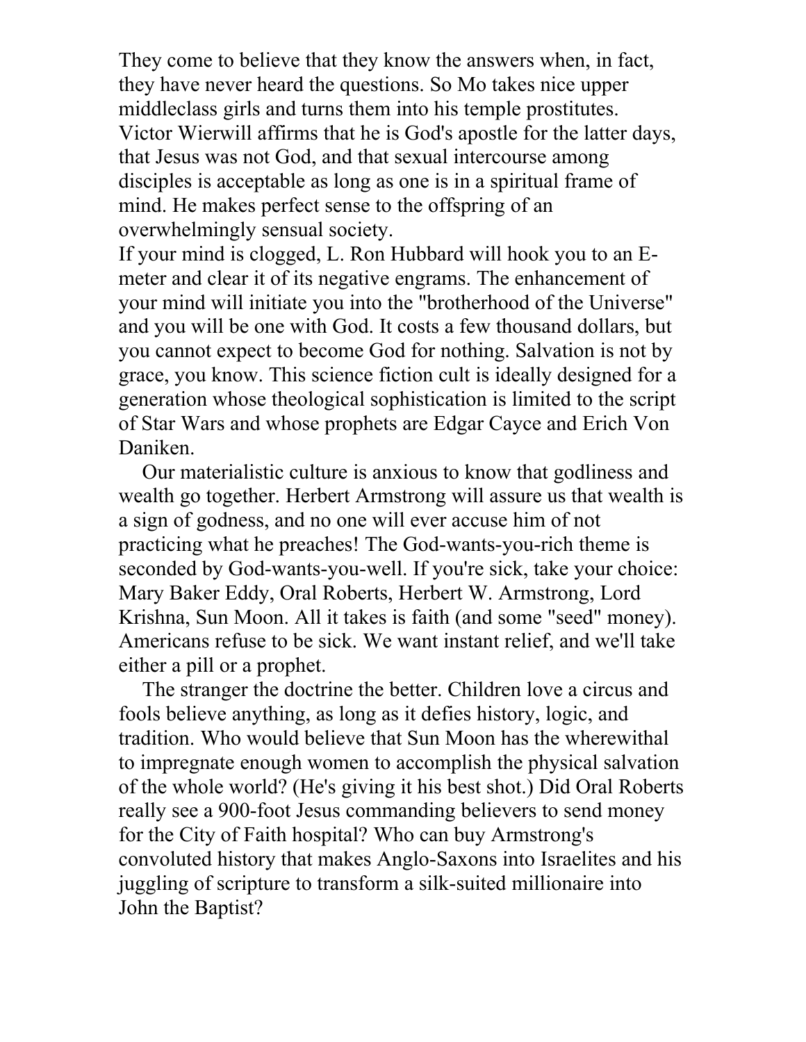They come to believe that they know the answers when, in fact, they have never heard the questions. So Mo takes nice upper middleclass girls and turns them into his temple prostitutes. Victor Wierwill affirms that he is God's apostle for the latter days, that Jesus was not God, and that sexual intercourse among disciples is acceptable as long as one is in a spiritual frame of mind. He makes perfect sense to the offspring of an overwhelmingly sensual society.

If your mind is clogged, L. Ron Hubbard will hook you to an E-meter and clear it of its negative engrams. The enhancement of your mind will initiate you into the "brotherhood of the Universe" and you will be one with God. It costs a few thousand dollars, but you cannot expect to become God for nothing. Salvation is not by grace, you know. This science fiction cult is ideally designed for a generation whose theological sophistication is limited to the script of Star Wars and whose prophets are Edgar Cayce and Erich Von Daniken.

Our materialistic culture is anxious to know that godliness and wealth go together. Herbert Armstrong will assure us that wealth is a sign of godness, and no one will ever accuse him of not practicing what he preaches! The God-wants-you-rich theme is seconded by God-wants-you-well. If you're sick, take your choice: Mary Baker Eddy, Oral Roberts, Herbert W. Armstrong, Lord Krishna, Sun Moon. All it takes is faith (and some "seed" money). Americans refuse to be sick. We want instant relief, and we'll take either a pill or a prophet.

The stranger the doctrine the better. Children love a circus and fools believe anything, as long as it defies history, logic, and tradition. Who would believe that Sun Moon has the wherewithal to impregnate enough women to accomplish the physical salvation of the whole world? (He's giving it his best shot.) Did Oral Roberts really see a 900-foot Jesus commanding believers to send money for the City of Faith hospital? Who can buy Armstrong's convoluted history that makes Anglo-Saxons into Israelites and his juggling of scripture to transform a silk-suited millionaire into John the Baptist?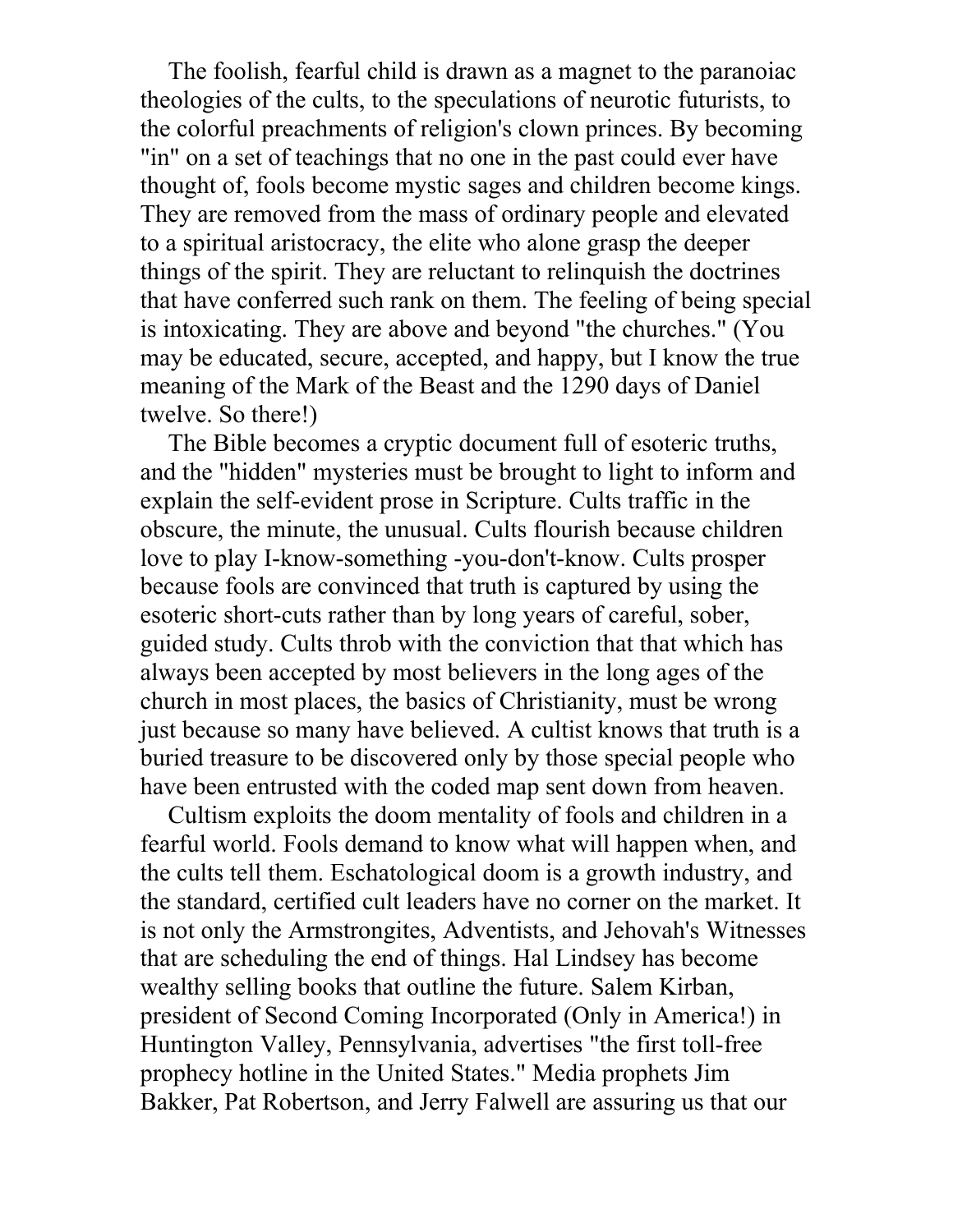The foolish, fearful child is drawn as a magnet to the paranoiac theologies of the cults, to the speculations of neurotic futurists, to the colorful preachments of religion's clown princes. By becoming "in" on a set of teachings that no one in the past could ever have thought of, fools become mystic sages and children become kings. They are removed from the mass of ordinary people and elevated to a spiritual aristocracy, the elite who alone grasp the deeper things of the spirit. They are reluctant to relinquish the doctrines that have conferred such rank on them. The feeling of being special is intoxicating. They are above and beyond "the churches." (You may be educated, secure, accepted, and happy, but I know the true meaning of the Mark of the Beast and the 1290 days of Daniel twelve. So there!)

The Bible becomes a cryptic document full of esoteric truths, and the "hidden" mysteries must be brought to light to inform and explain the self-evident prose in Scripture. Cults traffic in the obscure, the minute, the unusual. Cults flourish because children love to play I-know-something -you-don't-know. Cults prosper because fools are convinced that truth is captured by using the esoteric short-cuts rather than by long years of careful, sober, guided study. Cults throb with the conviction that that which has always been accepted by most believers in the long ages of the church in most places, the basics of Christianity, must be wrong just because so many have believed. A cultist knows that truth is a buried treasure to be discovered only by those special people who have been entrusted with the coded map sent down from heaven.

Cultism exploits the doom mentality of fools and children in a fearful world. Fools demand to know what will happen when, and the cults tell them. Eschatological doom is a growth industry, and the standard, certified cult leaders have no corner on the market. It is not only the Armstrongites, Adventists, and Jehovah's Witnesses that are scheduling the end of things. Hal Lindsey has become wealthy selling books that outline the future. Salem Kirban, president of Second Coming Incorporated (Only in America!) in Huntington Valley, Pennsylvania, advertises "the first toll-free prophecy hotline in the United States." Media prophets Jim Bakker, Pat Robertson, and Jerry Falwell are assuring us that our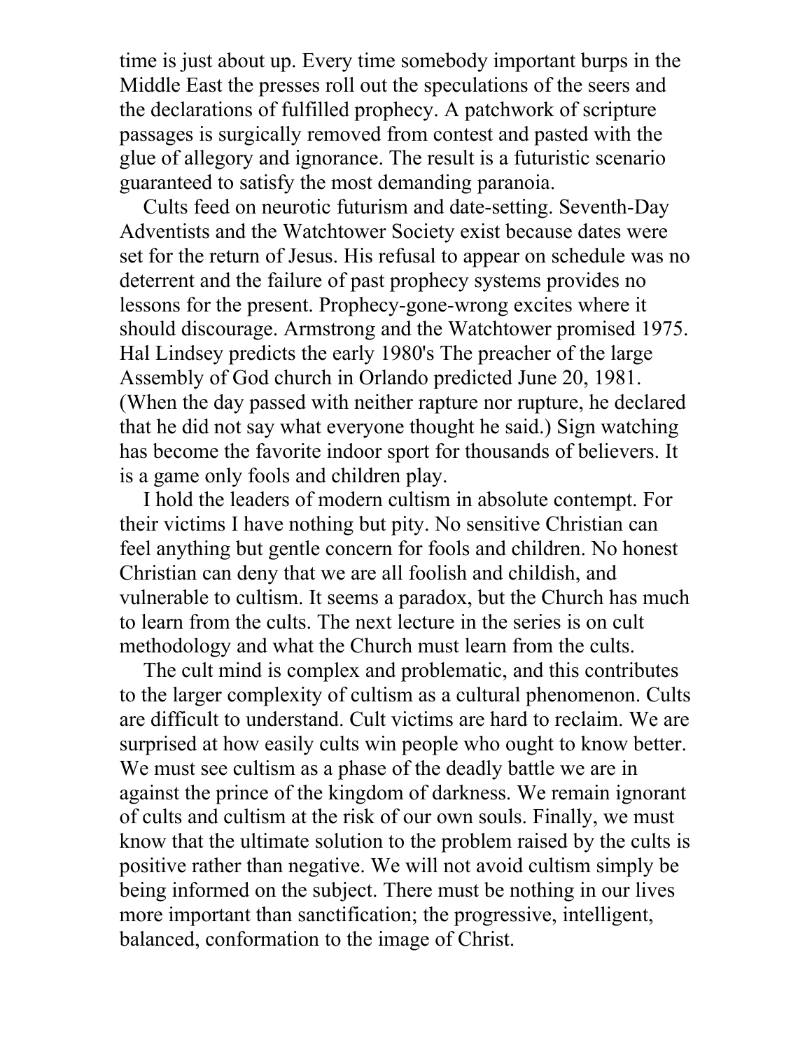time is just about up. Every time somebody important burps in the Middle East the presses roll out the speculations of the seers and the declarations of fulfilled prophecy. A patchwork of scripture passages is surgically removed from contest and pasted with the glue of allegory and ignorance. The result is a futuristic scenario guaranteed to satisfy the most demanding paranoia.

Cults feed on neurotic futurism and date-setting. Seventh-Day Adventists and the Watchtower Society exist because dates were set for the return of Jesus. His refusal to appear on schedule was no deterrent and the failure of past prophecy systems provides no lessons for the present. Prophecy-gone-wrong excites where it should discourage. Armstrong and the Watchtower promised 1975. Hal Lindsey predicts the early 1980's The preacher of the large Assembly of God church in Orlando predicted June 20, 1981. (When the day passed with neither rapture nor rupture, he declared that he did not say what everyone thought he said.) Sign watching has become the favorite indoor sport for thousands of believers. It is a game only fools and children play.

I hold the leaders of modern cultism in absolute contempt. For their victims I have nothing but pity. No sensitive Christian can feel anything but gentle concern for fools and children. No honest Christian can deny that we are all foolish and childish, and vulnerable to cultism. It seems a paradox, but the Church has much to learn from the cults. The next lecture in the series is on cult methodology and what the Church must learn from the cults.

The cult mind is complex and problematic, and this contributes to the larger complexity of cultism as a cultural phenomenon. Cults are difficult to understand. Cult victims are hard to reclaim. We are surprised at how easily cults win people who ought to know better. We must see cultism as a phase of the deadly battle we are in against the prince of the kingdom of darkness. We remain ignorant of cults and cultism at the risk of our own souls. Finally, we must know that the ultimate solution to the problem raised by the cults is positive rather than negative. We will not avoid cultism simply be being informed on the subject. There must be nothing in our lives more important than sanctification; the progressive, intelligent, balanced, conformation to the image of Christ.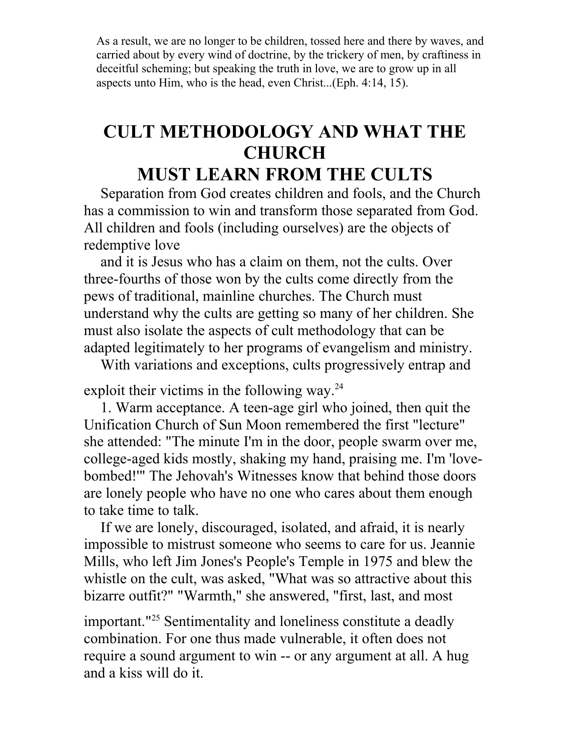As a result, we are no longer to be children, tossed here and there by waves, and carried about by every wind of doctrine, by the trickery of men, by craftiness in deceitful scheming; but speaking the truth in love, we are to grow up in all aspects unto Him, who is the head, even Christ...(Eph. 4:14, 15).

# CULT METHODOLOGY AND WHAT THE CHURCH MUST LEARN FROM THE CULTS

Separation from God creates children and fools, and the Church has a commission to win and transform those separated from God. All children and fools (including ourselves) are the objects of redemptive love and it is Jesus who has a claim on them, not the cults. Over three-fourths of those won by the cults come directly from the pews of traditional, mainline churches. The Church must understand why the cults are getting so many of her children. She must also isolate the aspects of cult methodology that can be adapted legitimately to her programs of evangelism and ministry.

With variations and exceptions, cults progressively entrap and exploit their victims in the following way.[24]

1. Warm acceptance. A teen-age girl who joined, then quit the Unification Church of Sun Moon remembered the first "lecture" she attended: "The minute I'm in the door, people swarm over me, college-aged kids mostly, shaking my hand, praising me. I'm 'love-bombed!'" The Jehovah's Witnesses know that behind those doors are lonely people who have no one who cares about them enough to take time to talk.

If we are lonely, discouraged, isolated, and afraid, it is nearly impossible to mistrust someone who seems to care for us. Jeannie Mills, who left Jim Jones's People's Temple in 1975 and blew the whistle on the cult, was asked, "What was so attractive about this bizarre outfit?" "Warmth," she answered, "first, last, and most important."[25] Sentimentality and loneliness constitute a deadly combination. For one thus made vulnerable, it often does not require a sound argument to win -- or any argument at all. A hug and a kiss will do it.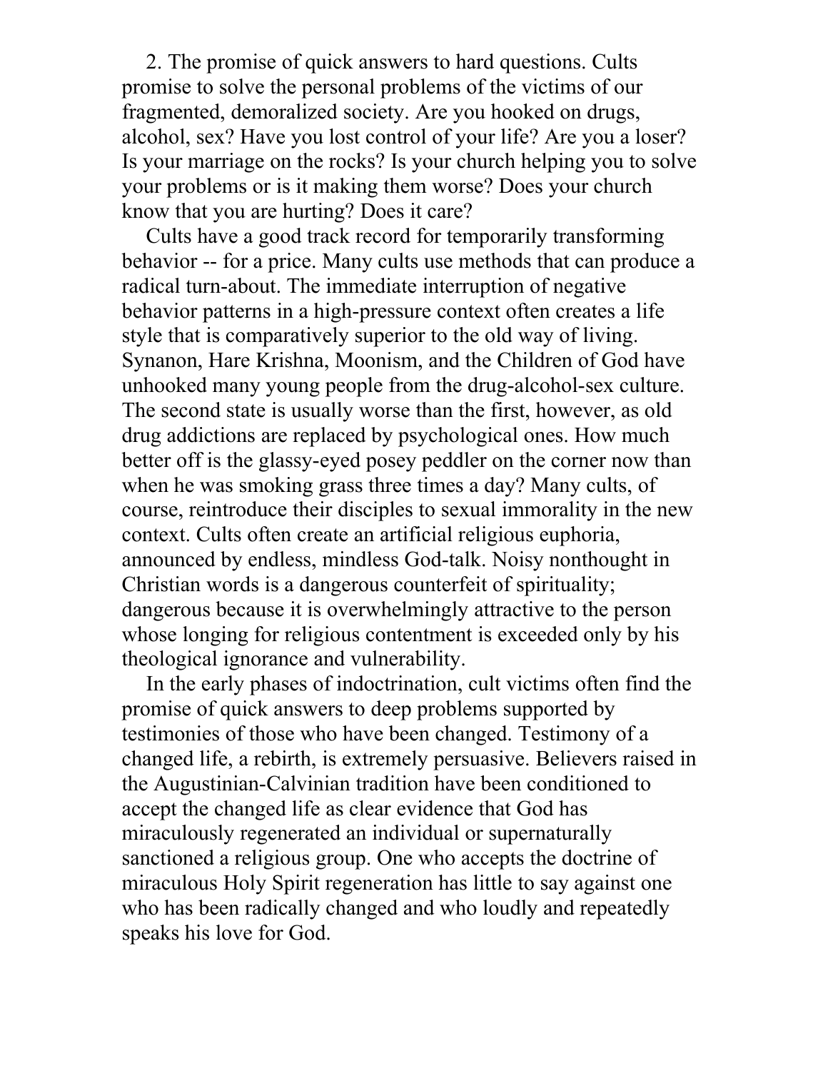2. The promise of quick answers to hard questions. Cults promise to solve the personal problems of the victims of our fragmented, demoralized society. Are you hooked on drugs, alcohol, sex? Have you lost control of your life? Are you a loser? Is your marriage on the rocks? Is your church helping you to solve your problems or is it making them worse? Does your church know that you are hurting? Does it care?

Cults have a good track record for temporarily transforming behavior -- for a price. Many cults use methods that can produce a radical turn-about. The immediate interruption of negative behavior patterns in a high-pressure context often creates a life style that is comparatively superior to the old way of living. Synanon, Hare Krishna, Moonism, and the Children of God have unhooked many young people from the drug-alcohol-sex culture. The second state is usually worse than the first, however, as old drug addictions are replaced by psychological ones. How much better off is the glassy-eyed posey peddler on the corner now than when he was smoking grass three times a day? Many cults, of course, reintroduce their disciples to sexual immorality in the new context. Cults often create an artificial religious euphoria, announced by endless, mindless God-talk. Noisy nonthought in Christian words is a dangerous counterfeit of spirituality; dangerous because it is overwhelmingly attractive to the person whose longing for religious contentment is exceeded only by his theological ignorance and vulnerability.

In the early phases of indoctrination, cult victims often find the promise of quick answers to deep problems supported by testimonies of those who have been changed. Testimony of a changed life, a rebirth, is extremely persuasive. Believers raised in the Augustinian-Calvinian tradition have been conditioned to accept the changed life as clear evidence that God has miraculously regenerated an individual or supernaturally sanctioned a religious group. One who accepts the doctrine of miraculous Holy Spirit regeneration has little to say against one who has been radically changed and who loudly and repeatedly speaks his love for God.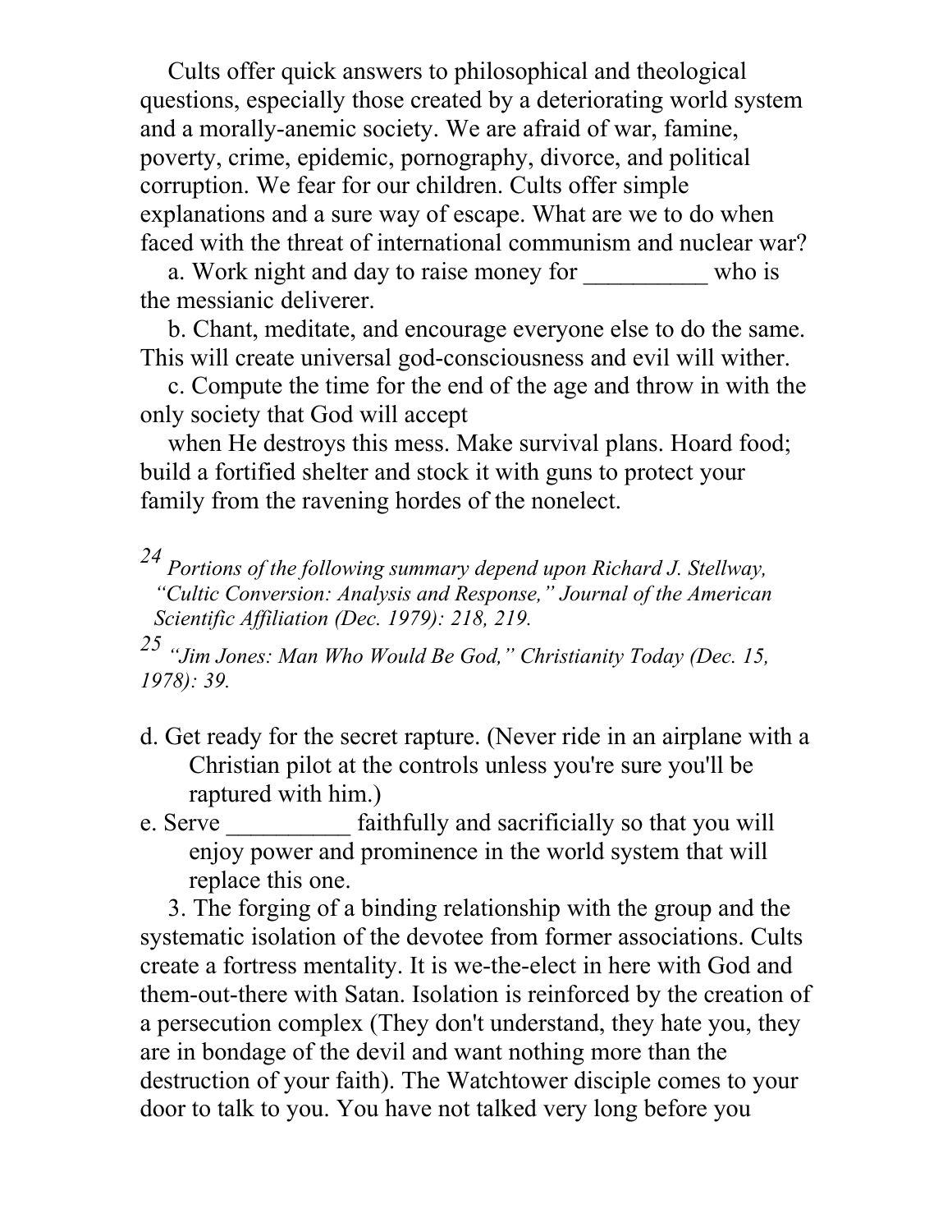Cults offer quick answers to philosophical and theological questions, especially those created by a deteriorating world system and a morally-anemic society. We are afraid of war, famine, poverty, crime, epidemic, pornography, divorce, and political corruption. We fear for our children. Cults offer simple explanations and a sure way of escape. What are we to do when faced with the threat of international communism and nuclear war?

a. Work night and day to raise money for __________ who is the messianic deliverer.

b. Chant, meditate, and encourage everyone else to do the same. This will create universal god-consciousness and evil will wither.

c. Compute the time for the end of the age and throw in with the only society that God will accept when He destroys this mess. Make survival plans. Hoard food; build a fortified shelter and stock it with guns to protect your family from the ravening hordes of the nonelect.

d. Get ready for the secret rapture. (Never ride in an airplane with a Christian pilot at the controls unless you're sure you'll be raptured with him.)

e. Serve __________ faithfully and sacrificially so that you will enjoy power and prominence in the world system that will replace this one.

3. The forging of a binding relationship with the group and the systematic isolation of the devotee from former associations. Cults create a fortress mentality. It is we-the-elect in here with God and them-out-there with Satan. Isolation is reinforced by the creation of a persecution complex (They don't understand, they hate you, they are in bondage of the devil and want nothing more than the destruction of your faith). The Watchtower disciple comes to your door to talk to you. You have not talked very long before you

---

[24] *Portions of the following summary depend upon Richard J. Stellway, "Cultic Conversion: Analysis and Response," Journal of the American Scientific Affiliation (Dec. 1979): 218, 219.*

[25] *"Jim Jones: Man Who Would Be God," Christianity Today (Dec. 15, 1978): 39.*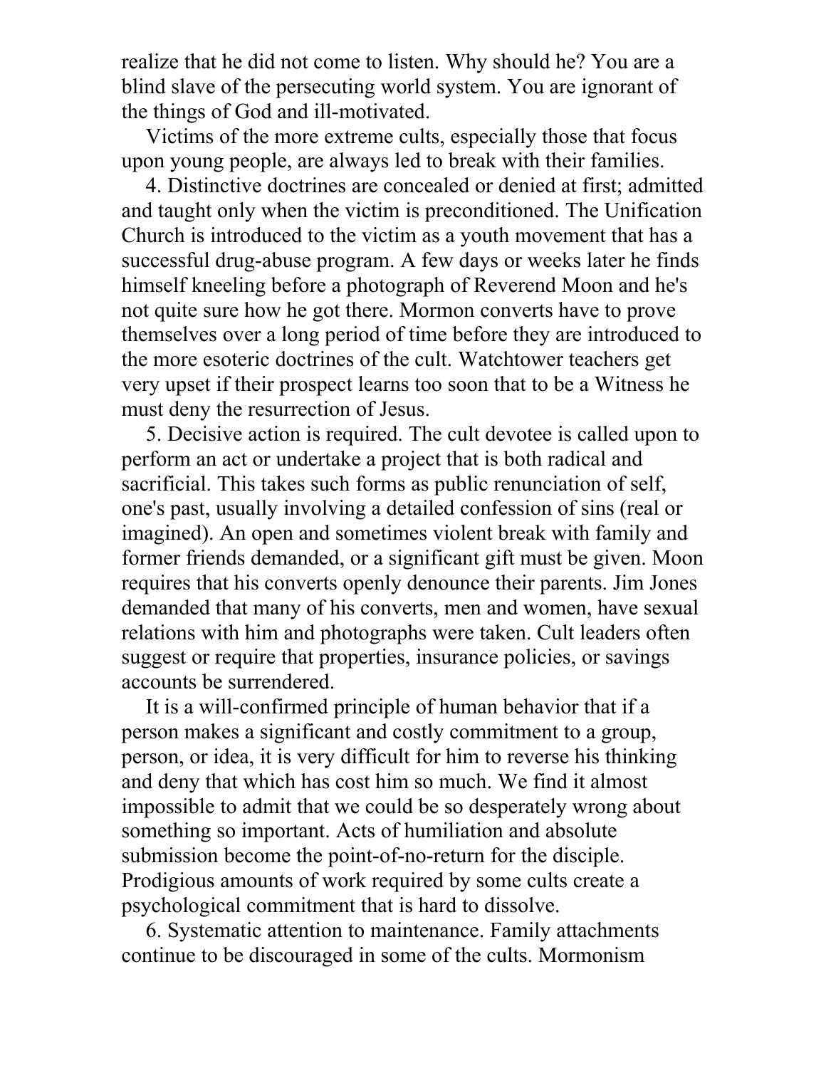realize that he did not come to listen. Why should he? You are a blind slave of the persecuting world system. You are ignorant of the things of God and ill-motivated.

Victims of the more extreme cults, especially those that focus upon young people, are always led to break with their families.

4. Distinctive doctrines are concealed or denied at first; admitted and taught only when the victim is preconditioned. The Unification Church is introduced to the victim as a youth movement that has a successful drug-abuse program. A few days or weeks later he finds himself kneeling before a photograph of Reverend Moon and he's not quite sure how he got there. Mormon converts have to prove themselves over a long period of time before they are introduced to the more esoteric doctrines of the cult. Watchtower teachers get very upset if their prospect learns too soon that to be a Witness he must deny the resurrection of Jesus.

5. Decisive action is required. The cult devotee is called upon to perform an act or undertake a project that is both radical and sacrificial. This takes such forms as public renunciation of self, one's past, usually involving a detailed confession of sins (real or imagined). An open and sometimes violent break with family and former friends demanded, or a significant gift must be given. Moon requires that his converts openly denounce their parents. Jim Jones demanded that many of his converts, men and women, have sexual relations with him and photographs were taken. Cult leaders often suggest or require that properties, insurance policies, or savings accounts be surrendered.

It is a will-confirmed principle of human behavior that if a person makes a significant and costly commitment to a group, person, or idea, it is very difficult for him to reverse his thinking and deny that which has cost him so much. We find it almost impossible to admit that we could be so desperately wrong about something so important. Acts of humiliation and absolute submission become the point-of-no-return for the disciple. Prodigious amounts of work required by some cults create a psychological commitment that is hard to dissolve.

6. Systematic attention to maintenance. Family attachments continue to be discouraged in some of the cults. Mormonism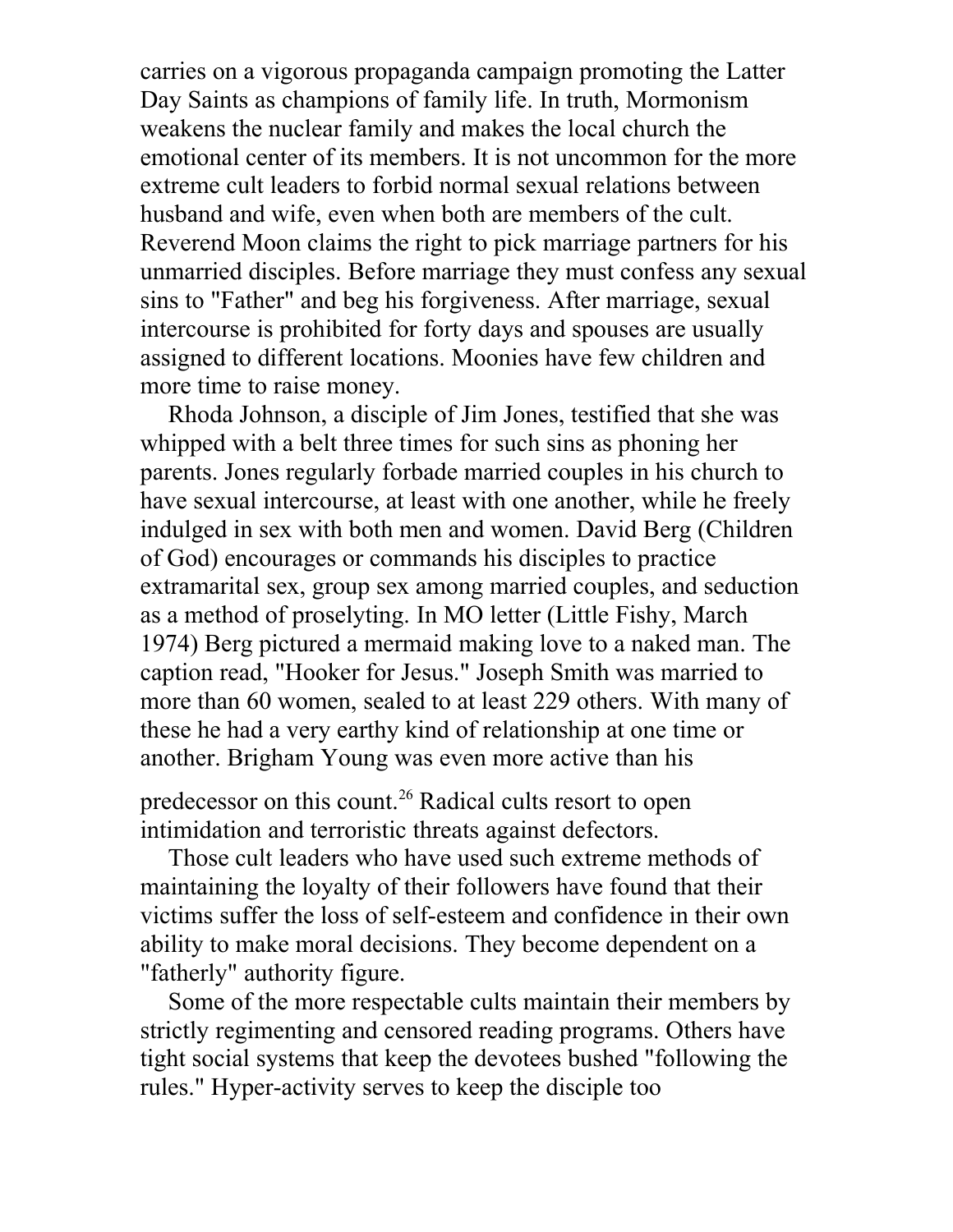carries on a vigorous propaganda campaign promoting the Latter Day Saints as champions of family life. In truth, Mormonism weakens the nuclear family and makes the local church the emotional center of its members. It is not uncommon for the more extreme cult leaders to forbid normal sexual relations between husband and wife, even when both are members of the cult. Reverend Moon claims the right to pick marriage partners for his unmarried disciples. Before marriage they must confess any sexual sins to "Father" and beg his forgiveness. After marriage, sexual intercourse is prohibited for forty days and spouses are usually assigned to different locations. Moonies have few children and more time to raise money.

Rhoda Johnson, a disciple of Jim Jones, testified that she was whipped with a belt three times for such sins as phoning her parents. Jones regularly forbade married couples in his church to have sexual intercourse, at least with one another, while he freely indulged in sex with both men and women. David Berg (Children of God) encourages or commands his disciples to practice extramarital sex, group sex among married couples, and seduction as a method of proselyting. In MO letter (Little Fishy, March 1974) Berg pictured a mermaid making love to a naked man. The caption read, "Hooker for Jesus." Joseph Smith was married to more than 60 women, sealed to at least 229 others. With many of these he had a very earthy kind of relationship at one time or another. Brigham Young was even more active than his predecessor on this count.[26] Radical cults resort to open intimidation and terroristic threats against defectors.

Those cult leaders who have used such extreme methods of maintaining the loyalty of their followers have found that their victims suffer the loss of self-esteem and confidence in their own ability to make moral decisions. They become dependent on a "fatherly" authority figure.

Some of the more respectable cults maintain their members by strictly regimenting and censored reading programs. Others have tight social systems that keep the devotees bushed "following the rules." Hyper-activity serves to keep the disciple too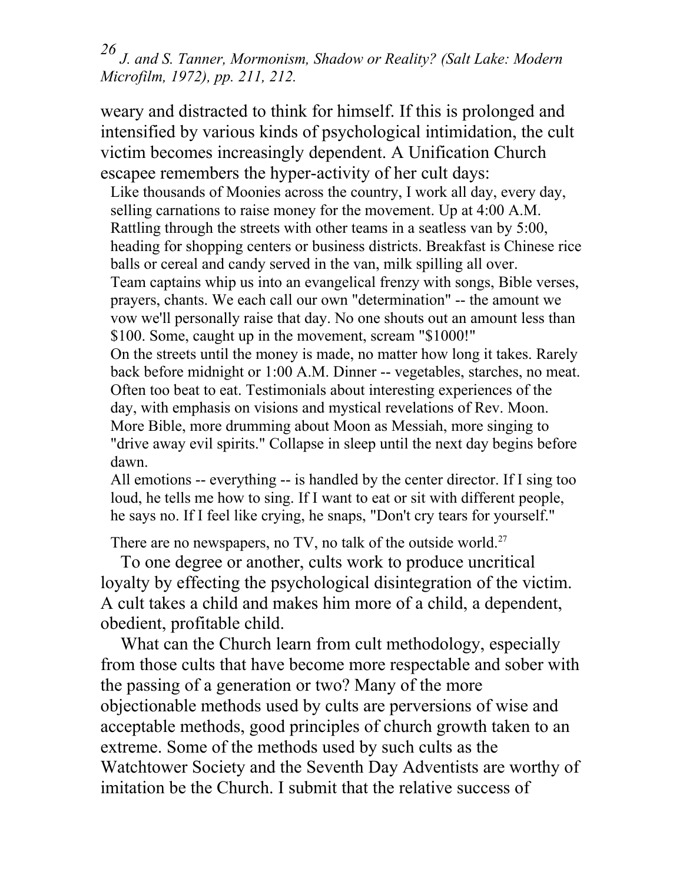*26 J. and S. Tanner, Mormonism, Shadow or Reality? (Salt Lake: Modern Microfilm, 1972), pp. 211, 212.*

weary and distracted to think for himself. If this is prolonged and intensified by various kinds of psychological intimidation, the cult victim becomes increasingly dependent. A Unification Church escapee remembers the hyper-activity of her cult days:

> Like thousands of Moonies across the country, I work all day, every day, selling carnations to raise money for the movement. Up at 4:00 A.M. Rattling through the streets with other teams in a seatless van by 5:00, heading for shopping centers or business districts. Breakfast is Chinese rice balls or cereal and candy served in the van, milk spilling all over.
>
> Team captains whip us into an evangelical frenzy with songs, Bible verses, prayers, chants. We each call our own "determination" -- the amount we vow we'll personally raise that day. No one shouts out an amount less than $100. Some, caught up in the movement, scream "$1000!"
>
> On the streets until the money is made, no matter how long it takes. Rarely back before midnight or 1:00 A.M. Dinner -- vegetables, starches, no meat. Often too beat to eat. Testimonials about interesting experiences of the day, with emphasis on visions and mystical revelations of Rev. Moon. More Bible, more drumming about Moon as Messiah, more singing to "drive away evil spirits." Collapse in sleep until the next day begins before dawn.
>
> All emotions -- everything -- is handled by the center director. If I sing too loud, he tells me how to sing. If I want to eat or sit with different people, he says no. If I feel like crying, he snaps, "Don't cry tears for yourself."
>
> There are no newspapers, no TV, no talk of the outside world.[27]

To one degree or another, cults work to produce uncritical loyalty by effecting the psychological disintegration of the victim. A cult takes a child and makes him more of a child, a dependent, obedient, profitable child.

What can the Church learn from cult methodology, especially from those cults that have become more respectable and sober with the passing of a generation or two? Many of the more objectionable methods used by cults are perversions of wise and acceptable methods, good principles of church growth taken to an extreme. Some of the methods used by such cults as the Watchtower Society and the Seventh Day Adventists are worthy of imitation be the Church. I submit that the relative success of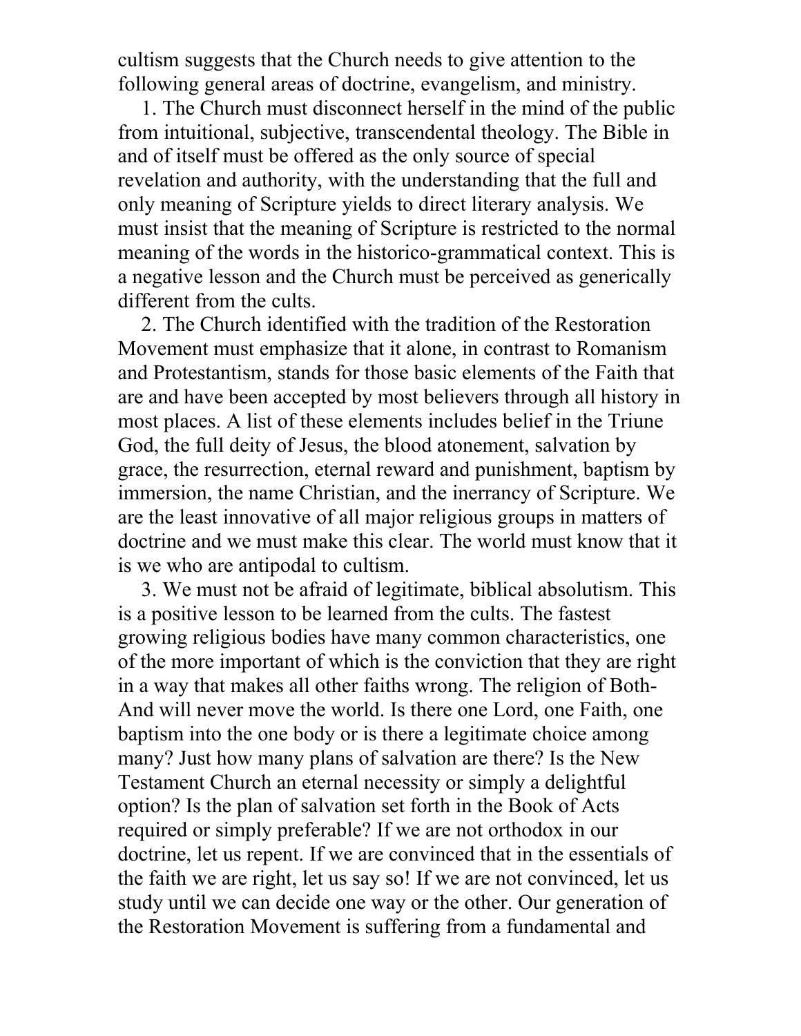cultism suggests that the Church needs to give attention to the following general areas of doctrine, evangelism, and ministry.

1. The Church must disconnect herself in the mind of the public from intuitional, subjective, transcendental theology. The Bible in and of itself must be offered as the only source of special revelation and authority, with the understanding that the full and only meaning of Scripture yields to direct literary analysis. We must insist that the meaning of Scripture is restricted to the normal meaning of the words in the historico-grammatical context. This is a negative lesson and the Church must be perceived as generically different from the cults.

2. The Church identified with the tradition of the Restoration Movement must emphasize that it alone, in contrast to Romanism and Protestantism, stands for those basic elements of the Faith that are and have been accepted by most believers through all history in most places. A list of these elements includes belief in the Triune God, the full deity of Jesus, the blood atonement, salvation by grace, the resurrection, eternal reward and punishment, baptism by immersion, the name Christian, and the inerrancy of Scripture. We are the least innovative of all major religious groups in matters of doctrine and we must make this clear. The world must know that it is we who are antipodal to cultism.

3. We must not be afraid of legitimate, biblical absolutism. This is a positive lesson to be learned from the cults. The fastest growing religious bodies have many common characteristics, one of the more important of which is the conviction that they are right in a way that makes all other faiths wrong. The religion of Both-And will never move the world. Is there one Lord, one Faith, one baptism into the one body or is there a legitimate choice among many? Just how many plans of salvation are there? Is the New Testament Church an eternal necessity or simply a delightful option? Is the plan of salvation set forth in the Book of Acts required or simply preferable? If we are not orthodox in our doctrine, let us repent. If we are convinced that in the essentials of the faith we are right, let us say so! If we are not convinced, let us study until we can decide one way or the other. Our generation of the Restoration Movement is suffering from a fundamental and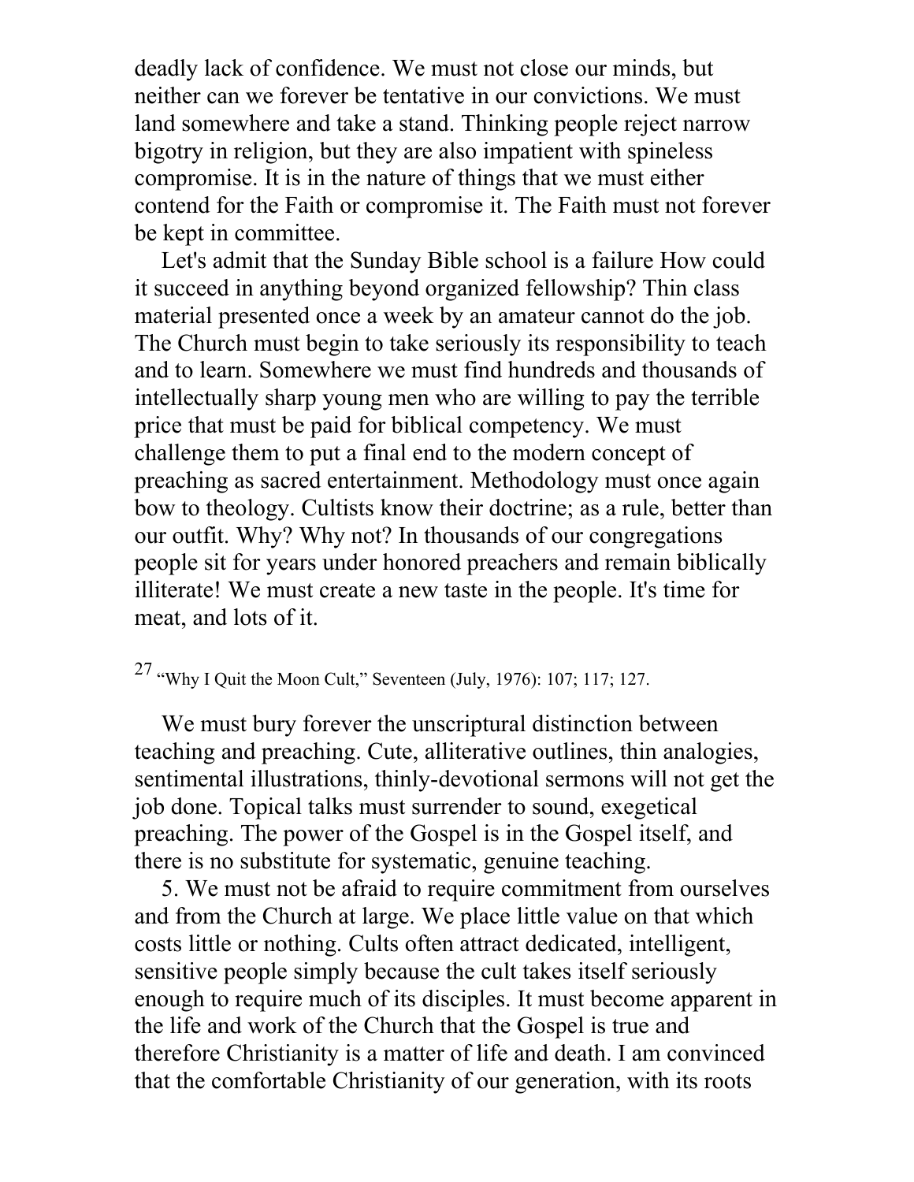deadly lack of confidence. We must not close our minds, but neither can we forever be tentative in our convictions. We must land somewhere and take a stand. Thinking people reject narrow bigotry in religion, but they are also impatient with spineless compromise. It is in the nature of things that we must either contend for the Faith or compromise it. The Faith must not forever be kept in committee.

Let's admit that the Sunday Bible school is a failure How could it succeed in anything beyond organized fellowship? Thin class material presented once a week by an amateur cannot do the job. The Church must begin to take seriously its responsibility to teach and to learn. Somewhere we must find hundreds and thousands of intellectually sharp young men who are willing to pay the terrible price that must be paid for biblical competency. We must challenge them to put a final end to the modern concept of preaching as sacred entertainment. Methodology must once again bow to theology. Cultists know their doctrine; as a rule, better than our outfit. Why? Why not? In thousands of our congregations people sit for years under honored preachers and remain biblically illiterate! We must create a new taste in the people. It's time for meat, and lots of it.

[27] "Why I Quit the Moon Cult," Seventeen (July, 1976): 107; 117; 127.

We must bury forever the unscriptural distinction between teaching and preaching. Cute, alliterative outlines, thin analogies, sentimental illustrations, thinly-devotional sermons will not get the job done. Topical talks must surrender to sound, exegetical preaching. The power of the Gospel is in the Gospel itself, and there is no substitute for systematic, genuine teaching.

5. We must not be afraid to require commitment from ourselves and from the Church at large. We place little value on that which costs little or nothing. Cults often attract dedicated, intelligent, sensitive people simply because the cult takes itself seriously enough to require much of its disciples. It must become apparent in the life and work of the Church that the Gospel is true and therefore Christianity is a matter of life and death. I am convinced that the comfortable Christianity of our generation, with its roots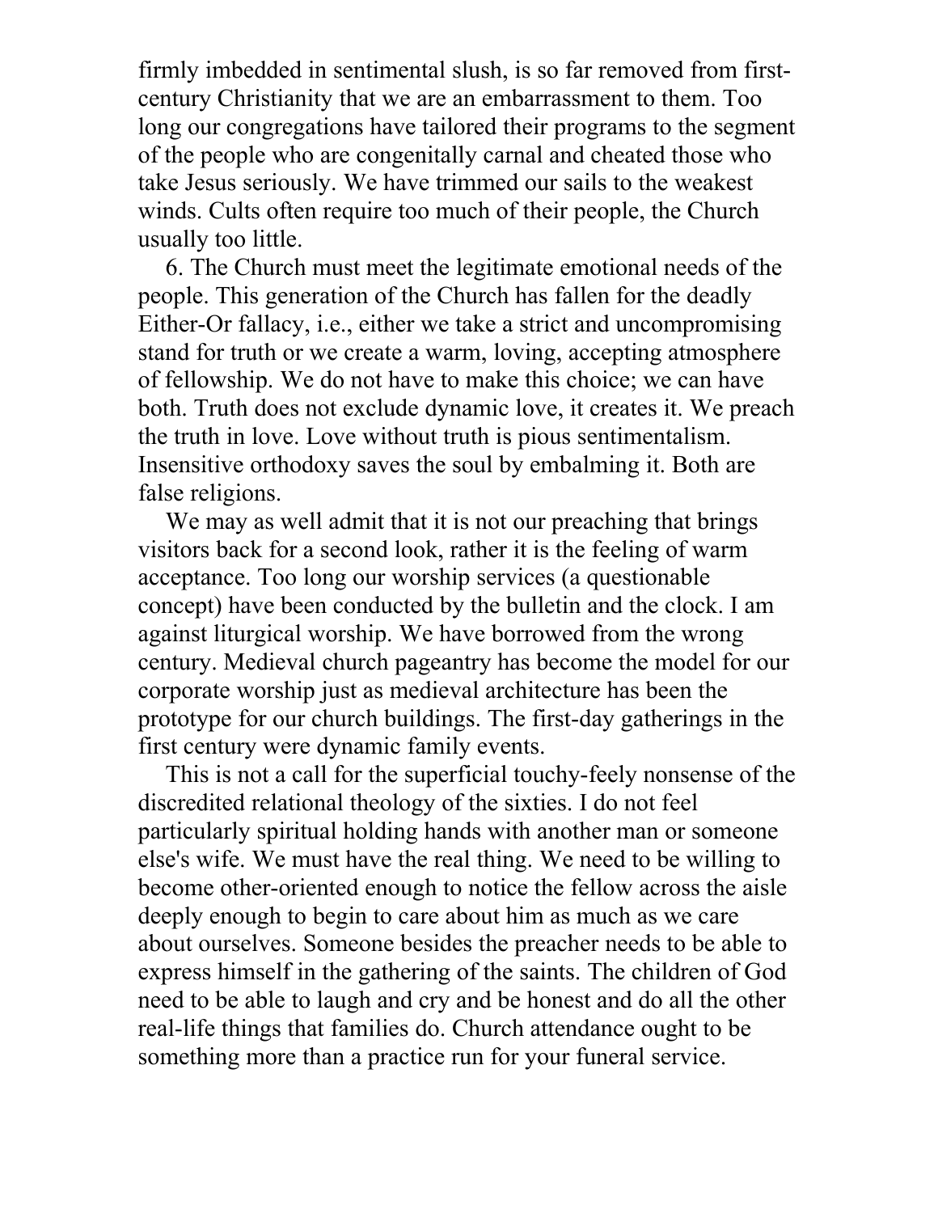firmly imbedded in sentimental slush, is so far removed from first-century Christianity that we are an embarrassment to them. Too long our congregations have tailored their programs to the segment of the people who are congenitally carnal and cheated those who take Jesus seriously. We have trimmed our sails to the weakest winds. Cults often require too much of their people, the Church usually too little.

6. The Church must meet the legitimate emotional needs of the people. This generation of the Church has fallen for the deadly Either-Or fallacy, i.e., either we take a strict and uncompromising stand for truth or we create a warm, loving, accepting atmosphere of fellowship. We do not have to make this choice; we can have both. Truth does not exclude dynamic love, it creates it. We preach the truth in love. Love without truth is pious sentimentalism. Insensitive orthodoxy saves the soul by embalming it. Both are false religions.

We may as well admit that it is not our preaching that brings visitors back for a second look, rather it is the feeling of warm acceptance. Too long our worship services (a questionable concept) have been conducted by the bulletin and the clock. I am against liturgical worship. We have borrowed from the wrong century. Medieval church pageantry has become the model for our corporate worship just as medieval architecture has been the prototype for our church buildings. The first-day gatherings in the first century were dynamic family events.

This is not a call for the superficial touchy-feely nonsense of the discredited relational theology of the sixties. I do not feel particularly spiritual holding hands with another man or someone else's wife. We must have the real thing. We need to be willing to become other-oriented enough to notice the fellow across the aisle deeply enough to begin to care about him as much as we care about ourselves. Someone besides the preacher needs to be able to express himself in the gathering of the saints. The children of God need to be able to laugh and cry and be honest and do all the other real-life things that families do. Church attendance ought to be something more than a practice run for your funeral service.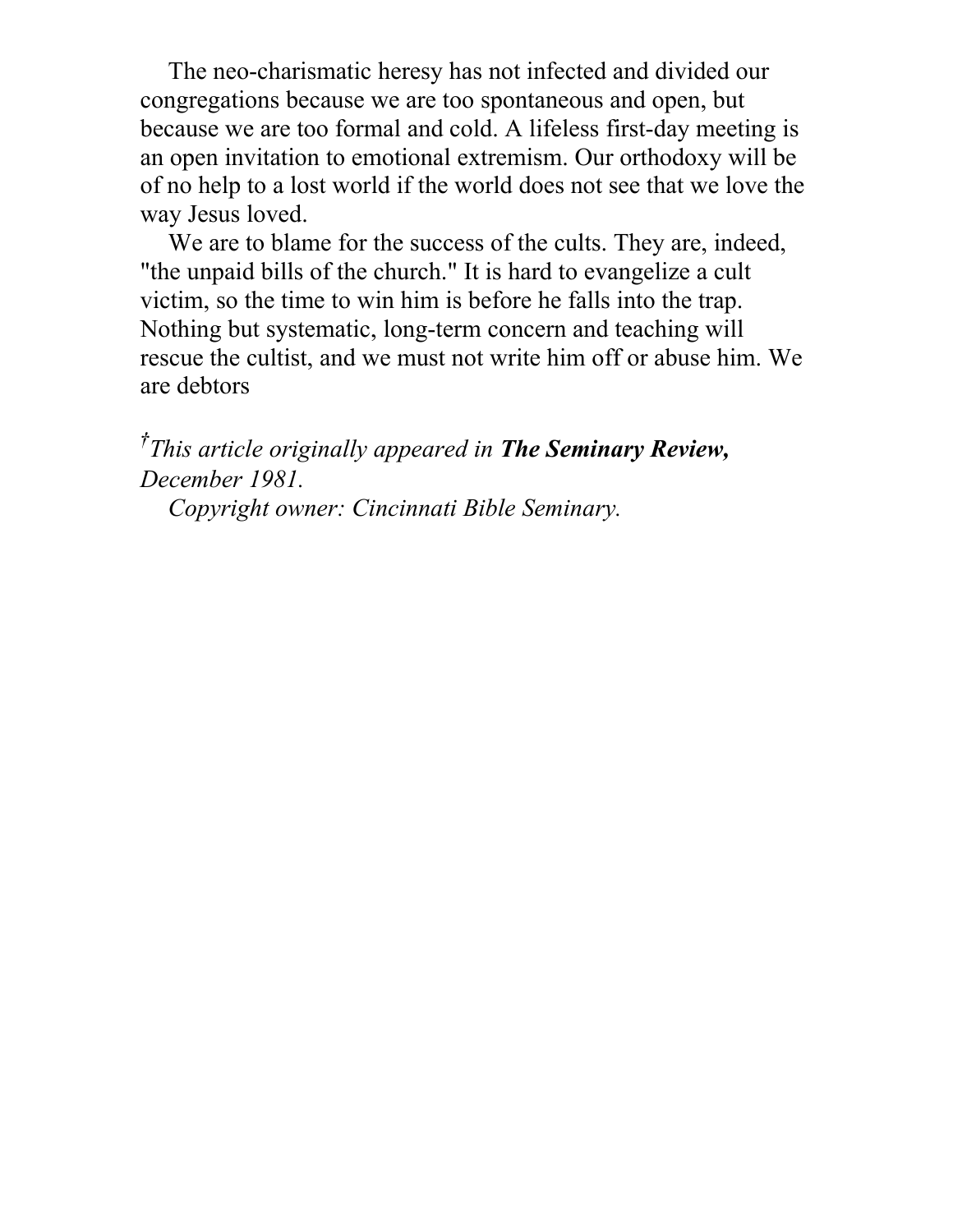The neo-charismatic heresy has not infected and divided our congregations because we are too spontaneous and open, but because we are too formal and cold. A lifeless first-day meeting is an open invitation to emotional extremism. Our orthodoxy will be of no help to a lost world if the world does not see that we love the way Jesus loved.

We are to blame for the success of the cults. They are, indeed, "the unpaid bills of the church." It is hard to evangelize a cult victim, so the time to win him is before he falls into the trap. Nothing but systematic, long-term concern and teaching will rescue the cultist, and we must not write him off or abuse him. We are debtors

[†]*This article originally appeared in **The Seminary Review,** December 1981.*

*Copyright owner: Cincinnati Bible Seminary.*